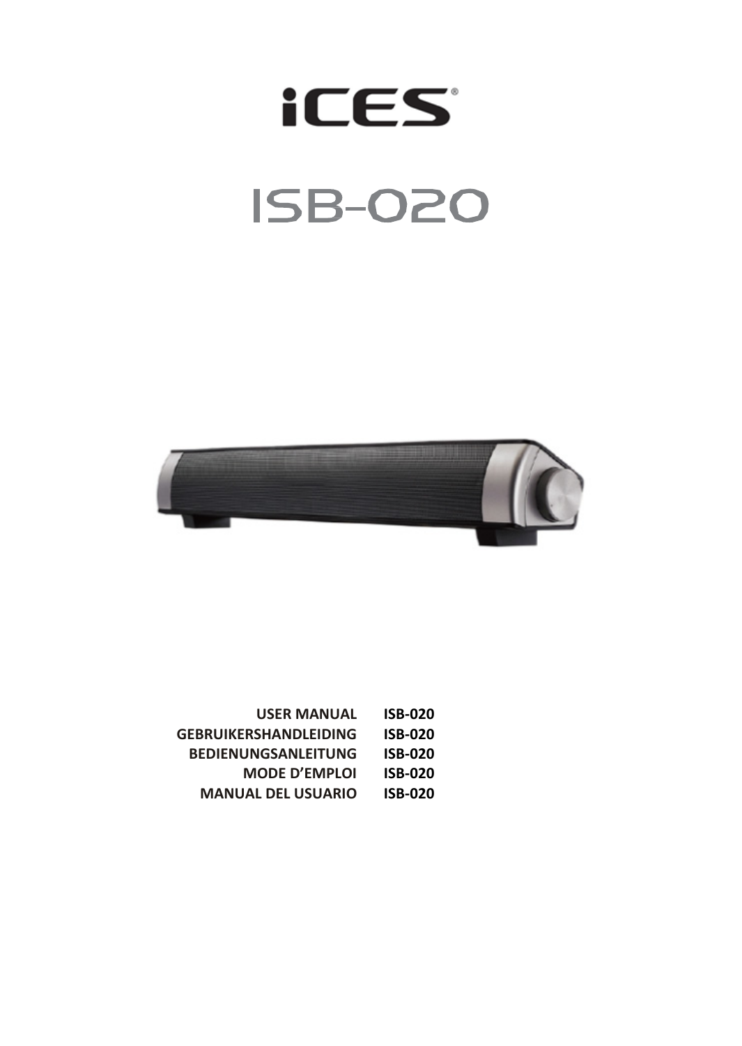# iCES®

# ISB-020

| | |
|---|---|
| **USER MANUAL** | **ISB-020** |
| **GEBRUIKERSHANDLEIDING** | **ISB-020** |
| **BEDIENUNGSANLEITUNG** | **ISB-020** |
| **MODE D'EMPLOI** | **ISB-020** |
| **MANUAL DEL USUARIO** | **ISB-020** |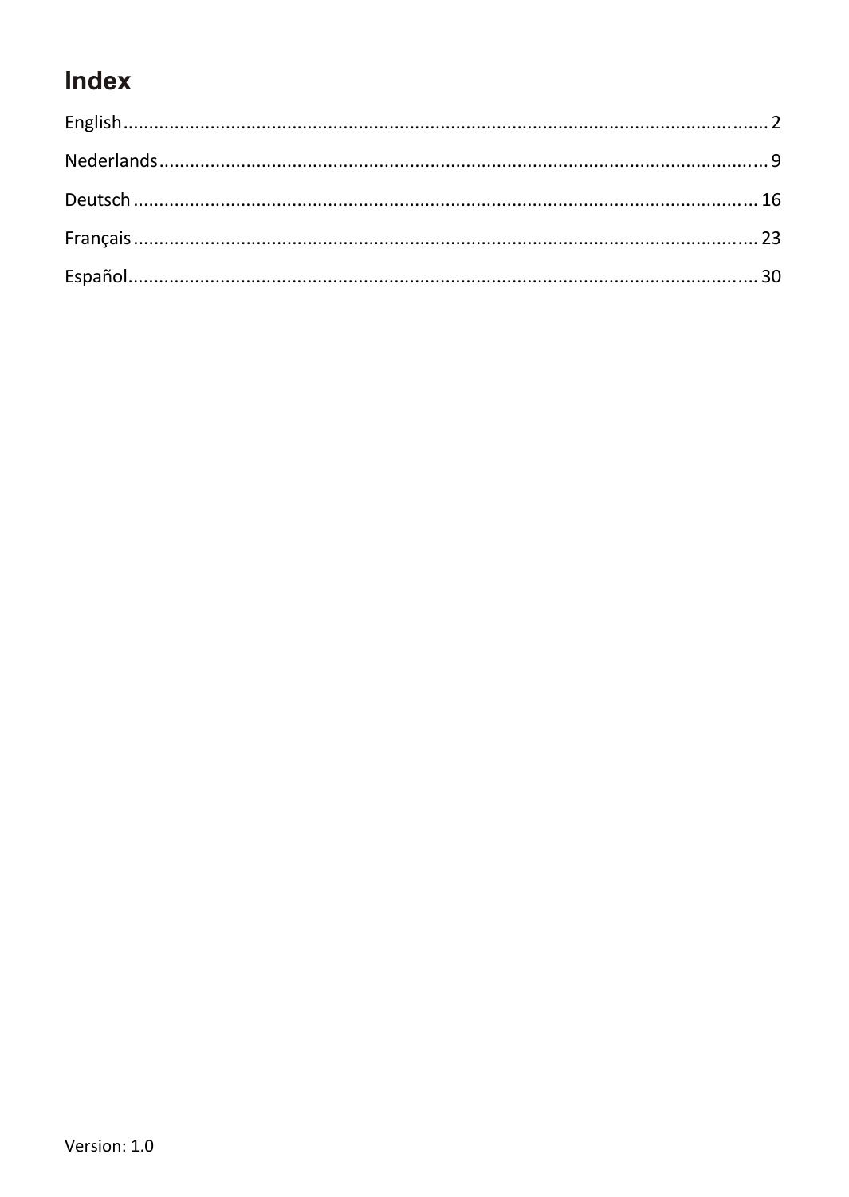# Index

English ........................................................................................................................ 2

Nederlands ................................................................................................................... 9

Deutsch ....................................................................................................................... 16

Français ...................................................................................................................... 23

Español ....................................................................................................................... 30

Version: 1.0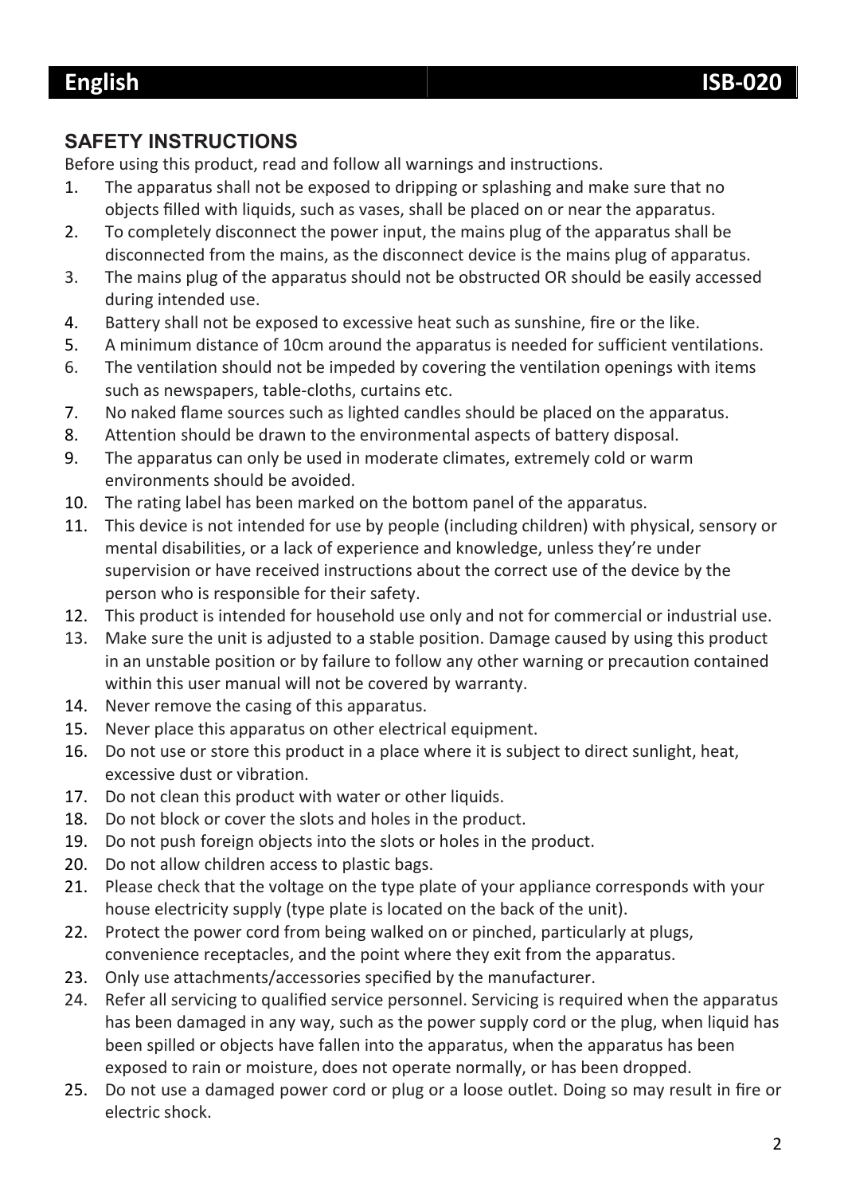## SAFETY INSTRUCTIONS

Before using this product, read and follow all warnings and instructions.

1. The apparatus shall not be exposed to dripping or splashing and make sure that no objects filled with liquids, such as vases, shall be placed on or near the apparatus.
2. To completely disconnect the power input, the mains plug of the apparatus shall be disconnected from the mains, as the disconnect device is the mains plug of apparatus.
3. The mains plug of the apparatus should not be obstructed OR should be easily accessed during intended use.
4. Battery shall not be exposed to excessive heat such as sunshine, fire or the like.
5. A minimum distance of 10cm around the apparatus is needed for sufficient ventilations.
6. The ventilation should not be impeded by covering the ventilation openings with items such as newspapers, table-cloths, curtains etc.
7. No naked flame sources such as lighted candles should be placed on the apparatus.
8. Attention should be drawn to the environmental aspects of battery disposal.
9. The apparatus can only be used in moderate climates, extremely cold or warm environments should be avoided.
10. The rating label has been marked on the bottom panel of the apparatus.
11. This device is not intended for use by people (including children) with physical, sensory or mental disabilities, or a lack of experience and knowledge, unless they're under supervision or have received instructions about the correct use of the device by the person who is responsible for their safety.
12. This product is intended for household use only and not for commercial or industrial use.
13. Make sure the unit is adjusted to a stable position. Damage caused by using this product in an unstable position or by failure to follow any other warning or precaution contained within this user manual will not be covered by warranty.
14. Never remove the casing of this apparatus.
15. Never place this apparatus on other electrical equipment.
16. Do not use or store this product in a place where it is subject to direct sunlight, heat, excessive dust or vibration.
17. Do not clean this product with water or other liquids.
18. Do not block or cover the slots and holes in the product.
19. Do not push foreign objects into the slots or holes in the product.
20. Do not allow children access to plastic bags.
21. Please check that the voltage on the type plate of your appliance corresponds with your house electricity supply (type plate is located on the back of the unit).
22. Protect the power cord from being walked on or pinched, particularly at plugs, convenience receptacles, and the point where they exit from the apparatus.
23. Only use attachments/accessories specified by the manufacturer.
24. Refer all servicing to qualified service personnel. Servicing is required when the apparatus has been damaged in any way, such as the power supply cord or the plug, when liquid has been spilled or objects have fallen into the apparatus, when the apparatus has been exposed to rain or moisture, does not operate normally, or has been dropped.
25. Do not use a damaged power cord or plug or a loose outlet. Doing so may result in fire or electric shock.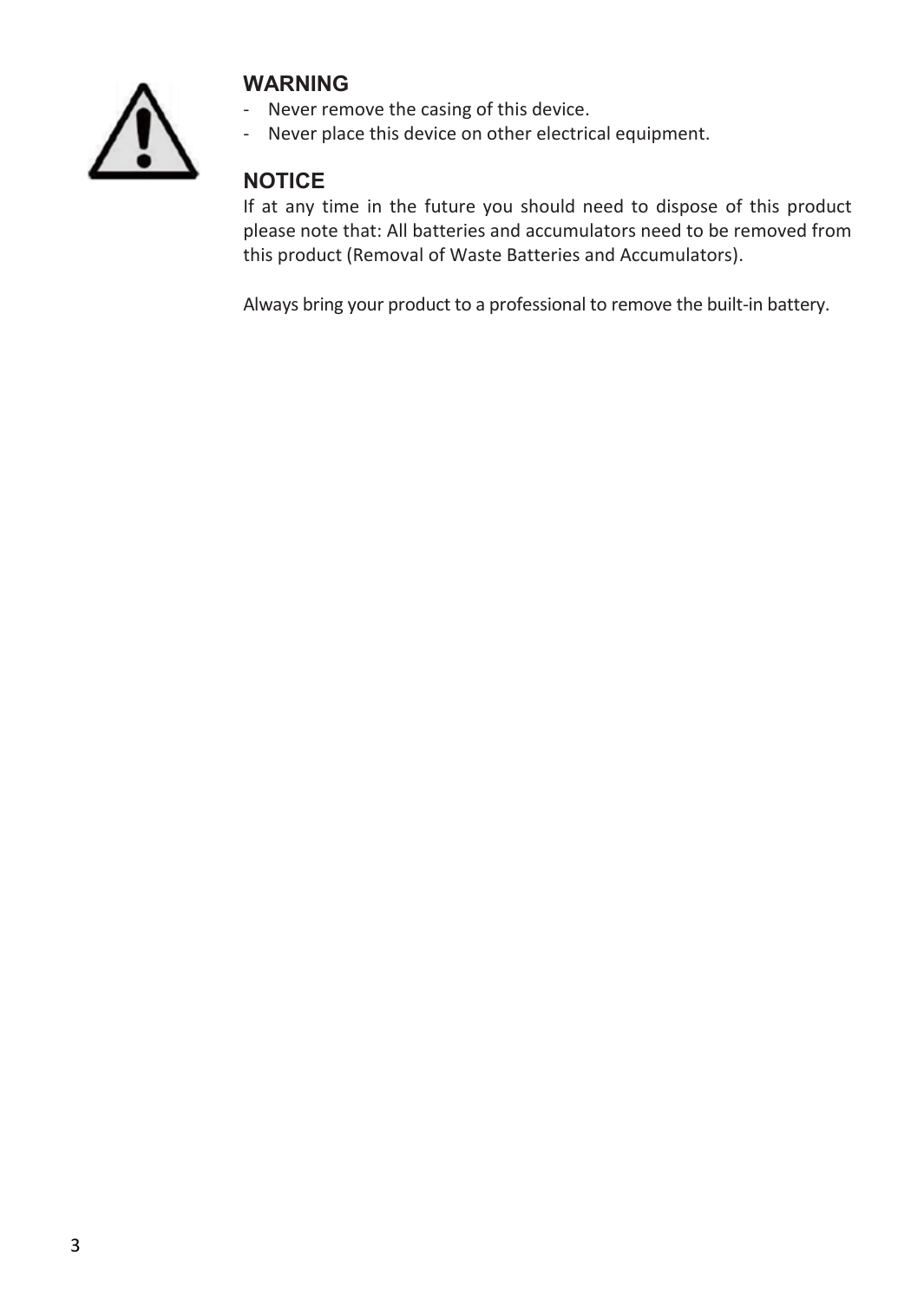## WARNING

- Never remove the casing of this device.
- Never place this device on other electrical equipment.

## NOTICE

If at any time in the future you should need to dispose of this product please note that: All batteries and accumulators need to be removed from this product (Removal of Waste Batteries and Accumulators).

Always bring your product to a professional to remove the built-in battery.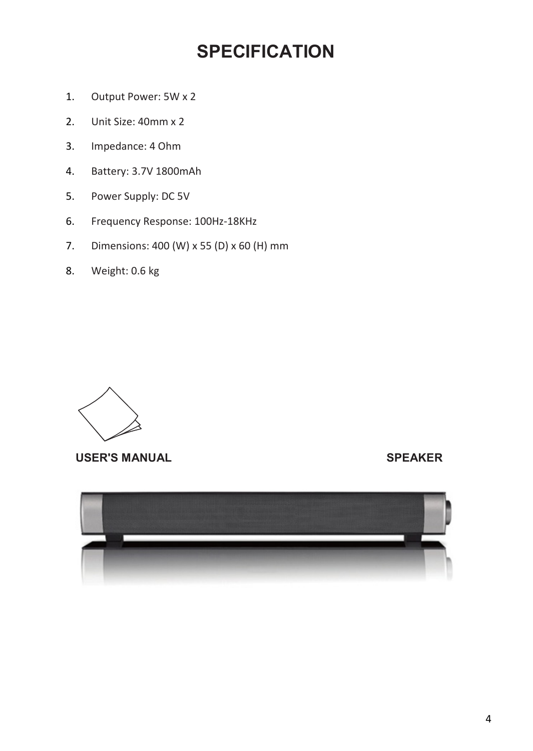# SPECIFICATION

1. Output Power: 5W x 2
2. Unit Size: 40mm x 2
3. Impedance: 4 Ohm
4. Battery: 3.7V 1800mAh
5. Power Supply: DC 5V
6. Frequency Response: 100Hz-18KHz
7. Dimensions: 400 (W) x 55 (D) x 60 (H) mm
8. Weight: 0.6 kg

**USER'S MANUAL** **SPEAKER**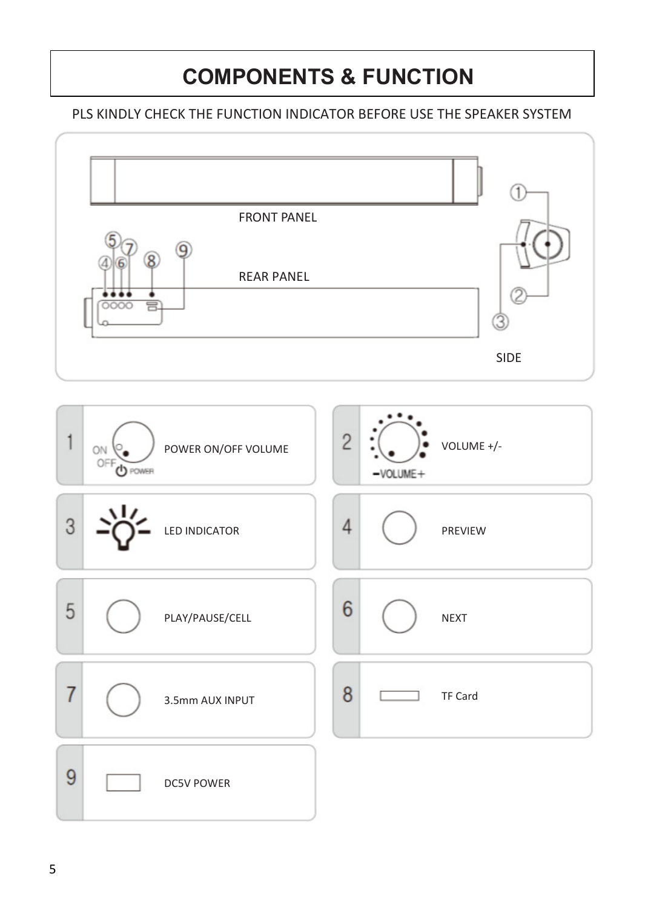# COMPONENTS & FUNCTION

PLS KINDLY CHECK THE FUNCTION INDICATOR BEFORE USE THE SPEAKER SYSTEM

FRONT PANEL

REAR PANEL

SIDE

| No. | Component |
|---|---|
| 1 | POWER ON/OFF VOLUME |
| 2 | VOLUME +/- |
| 3 | LED INDICATOR |
| 4 | PREVIEW |
| 5 | PLAY/PAUSE/CELL |
| 6 | NEXT |
| 7 | 3.5mm AUX INPUT |
| 8 | TF Card |
| 9 | DC5V POWER |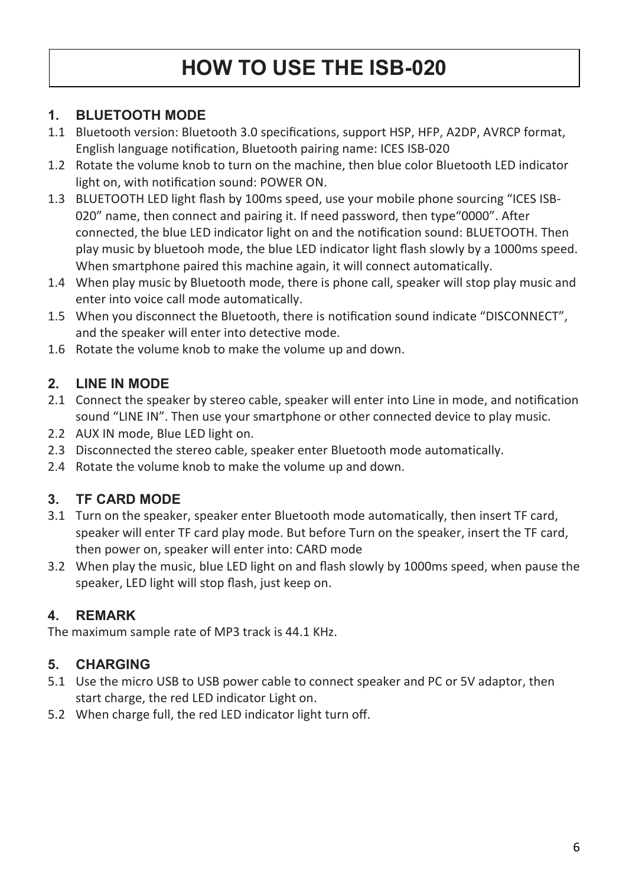# HOW TO USE THE ISB-020

## 1. BLUETOOTH MODE

1.1 Bluetooth version: Bluetooth 3.0 specifications, support HSP, HFP, A2DP, AVRCP format, English language notification, Bluetooth pairing name: ICES ISB-020

1.2 Rotate the volume knob to turn on the machine, then blue color Bluetooth LED indicator light on, with notification sound: POWER ON.

1.3 BLUETOOTH LED light flash by 100ms speed, use your mobile phone sourcing "ICES ISB-020" name, then connect and pairing it. If need password, then type"0000". After connected, the blue LED indicator light on and the notification sound: BLUETOOTH. Then play music by bluetooh mode, the blue LED indicator light flash slowly by a 1000ms speed. When smartphone paired this machine again, it will connect automatically.

1.4 When play music by Bluetooth mode, there is phone call, speaker will stop play music and enter into voice call mode automatically.

1.5 When you disconnect the Bluetooth, there is notification sound indicate "DISCONNECT", and the speaker will enter into detective mode.

1.6 Rotate the volume knob to make the volume up and down.

## 2. LINE IN MODE

2.1 Connect the speaker by stereo cable, speaker will enter into Line in mode, and notification sound "LINE IN". Then use your smartphone or other connected device to play music.

2.2 AUX IN mode, Blue LED light on.

2.3 Disconnected the stereo cable, speaker enter Bluetooth mode automatically.

2.4 Rotate the volume knob to make the volume up and down.

## 3. TF CARD MODE

3.1 Turn on the speaker, speaker enter Bluetooth mode automatically, then insert TF card, speaker will enter TF card play mode. But before Turn on the speaker, insert the TF card, then power on, speaker will enter into: CARD mode

3.2 When play the music, blue LED light on and flash slowly by 1000ms speed, when pause the speaker, LED light will stop flash, just keep on.

## 4. REMARK

The maximum sample rate of MP3 track is 44.1 KHz.

## 5. CHARGING

5.1 Use the micro USB to USB power cable to connect speaker and PC or 5V adaptor, then start charge, the red LED indicator Light on.

5.2 When charge full, the red LED indicator light turn off.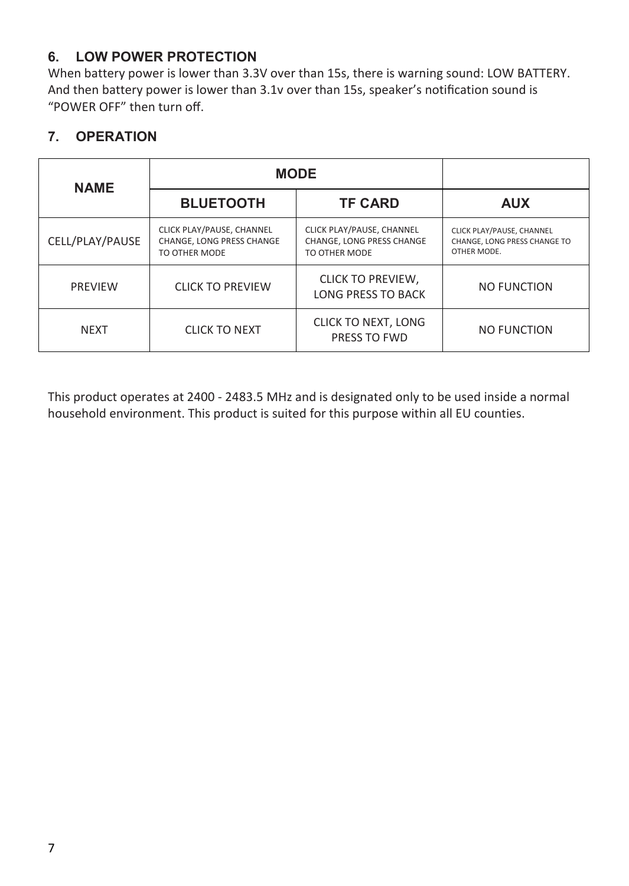## 6. LOW POWER PROTECTION

When battery power is lower than 3.3V over than 15s, there is warning sound: LOW BATTERY. And then battery power is lower than 3.1v over than 15s, speaker's notification sound is "POWER OFF" then turn off.

## 7. OPERATION

| NAME | MODE | | |
|---|---|---|---|
| | BLUETOOTH | TF CARD | AUX |
| CELL/PLAY/PAUSE | CLICK PLAY/PAUSE, CHANNEL CHANGE, LONG PRESS CHANGE TO OTHER MODE | CLICK PLAY/PAUSE, CHANNEL CHANGE, LONG PRESS CHANGE TO OTHER MODE | CLICK PLAY/PAUSE, CHANNEL CHANGE, LONG PRESS CHANGE TO OTHER MODE. |
| PREVIEW | CLICK TO PREVIEW | CLICK TO PREVIEW, LONG PRESS TO BACK | NO FUNCTION |
| NEXT | CLICK TO NEXT | CLICK TO NEXT, LONG PRESS TO FWD | NO FUNCTION |

This product operates at 2400 - 2483.5 MHz and is designated only to be used inside a normal household environment. This product is suited for this purpose within all EU counties.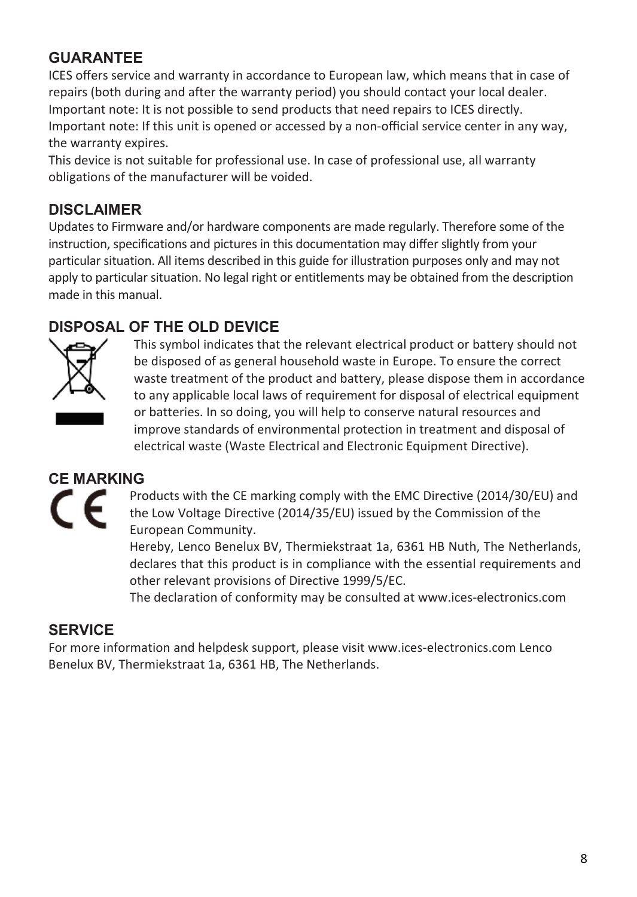## GUARANTEE

ICES offers service and warranty in accordance to European law, which means that in case of repairs (both during and after the warranty period) you should contact your local dealer.
Important note: It is not possible to send products that need repairs to ICES directly.
Important note: If this unit is opened or accessed by a non-official service center in any way, the warranty expires.
This device is not suitable for professional use. In case of professional use, all warranty obligations of the manufacturer will be voided.

## DISCLAIMER

Updates to Firmware and/or hardware components are made regularly. Therefore some of the instruction, specifications and pictures in this documentation may differ slightly from your particular situation. All items described in this guide for illustration purposes only and may not apply to particular situation. No legal right or entitlements may be obtained from the description made in this manual.

## DISPOSAL OF THE OLD DEVICE

This symbol indicates that the relevant electrical product or battery should not be disposed of as general household waste in Europe. To ensure the correct waste treatment of the product and battery, please dispose them in accordance to any applicable local laws of requirement for disposal of electrical equipment or batteries. In so doing, you will help to conserve natural resources and improve standards of environmental protection in treatment and disposal of electrical waste (Waste Electrical and Electronic Equipment Directive).

## CE MARKING

Products with the CE marking comply with the EMC Directive (2014/30/EU) and the Low Voltage Directive (2014/35/EU) issued by the Commission of the European Community.
Hereby, Lenco Benelux BV, Thermiekstraat 1a, 6361 HB Nuth, The Netherlands, declares that this product is in compliance with the essential requirements and other relevant provisions of Directive 1999/5/EC.
The declaration of conformity may be consulted at www.ices-electronics.com

## SERVICE

For more information and helpdesk support, please visit www.ices-electronics.com Lenco Benelux BV, Thermiekstraat 1a, 6361 HB, The Netherlands.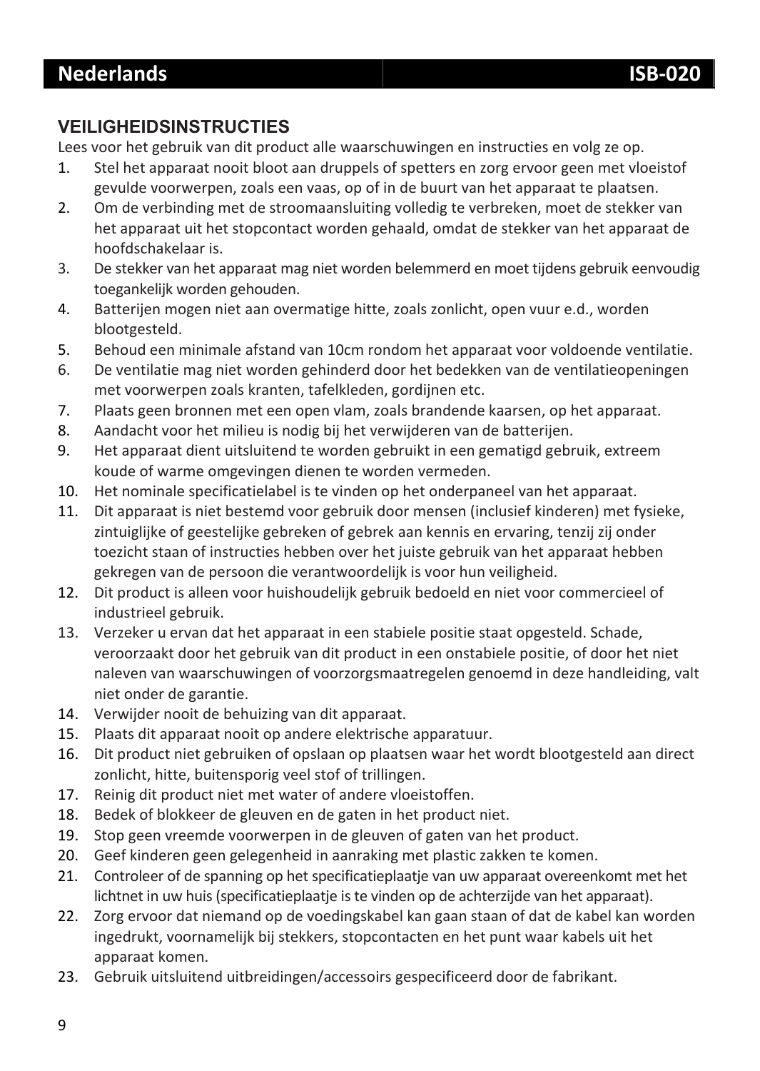# Nederlands ISB-020

## VEILIGHEIDSINSTRUCTIES

Lees voor het gebruik van dit product alle waarschuwingen en instructies en volg ze op.

1. Stel het apparaat nooit bloot aan druppels of spetters en zorg ervoor geen met vloeistof gevulde voorwerpen, zoals een vaas, op of in de buurt van het apparaat te plaatsen.
2. Om de verbinding met de stroomaansluiting volledig te verbreken, moet de stekker van het apparaat uit het stopcontact worden gehaald, omdat de stekker van het apparaat de hoofdschakelaar is.
3. De stekker van het apparaat mag niet worden belemmerd en moet tijdens gebruik eenvoudig toegankelijk worden gehouden.
4. Batterijen mogen niet aan overmatige hitte, zoals zonlicht, open vuur e.d., worden blootgesteld.
5. Behoud een minimale afstand van 10cm rondom het apparaat voor voldoende ventilatie.
6. De ventilatie mag niet worden gehinderd door het bedekken van de ventilatieopeningen met voorwerpen zoals kranten, tafelkleden, gordijnen etc.
7. Plaats geen bronnen met een open vlam, zoals brandende kaarsen, op het apparaat.
8. Aandacht voor het milieu is nodig bij het verwijderen van de batterijen.
9. Het apparaat dient uitsluitend te worden gebruikt in een gematigd gebruik, extreem koude of warme omgevingen dienen te worden vermeden.
10. Het nominale specificatielabel is te vinden op het onderpaneel van het apparaat.
11. Dit apparaat is niet bestemd voor gebruik door mensen (inclusief kinderen) met fysieke, zintuiglijke of geestelijke gebreken of gebrek aan kennis en ervaring, tenzij zij onder toezicht staan of instructies hebben over het juiste gebruik van het apparaat hebben gekregen van de persoon die verantwoordelijk is voor hun veiligheid.
12. Dit product is alleen voor huishoudelijk gebruik bedoeld en niet voor commercieel of industrieel gebruik.
13. Verzeker u ervan dat het apparaat in een stabiele positie staat opgesteld. Schade, veroorzaakt door het gebruik van dit product in een onstabiele positie, of door het niet naleven van waarschuwingen of voorzorgsmaatregelen genoemd in deze handleiding, valt niet onder de garantie.
14. Verwijder nooit de behuizing van dit apparaat.
15. Plaats dit apparaat nooit op andere elektrische apparatuur.
16. Dit product niet gebruiken of opslaan op plaatsen waar het wordt blootgesteld aan direct zonlicht, hitte, buitensporig veel stof of trillingen.
17. Reinig dit product niet met water of andere vloeistoffen.
18. Bedek of blokkeer de gleuven en de gaten in het product niet.
19. Stop geen vreemde voorwerpen in de gleuven of gaten van het product.
20. Geef kinderen geen gelegenheid in aanraking met plastic zakken te komen.
21. Controleer of de spanning op het specificatieplaatje van uw apparaat overeenkomt met het lichtnet in uw huis (specificatieplaatje is te vinden op de achterzijde van het apparaat).
22. Zorg ervoor dat niemand op de voedingskabel kan gaan staan of dat de kabel kan worden ingedrukt, voornamelijk bij stekkers, stopcontacten en het punt waar kabels uit het apparaat komen.
23. Gebruik uitsluitend uitbreidingen/accessoirs gespecificeerd door de fabrikant.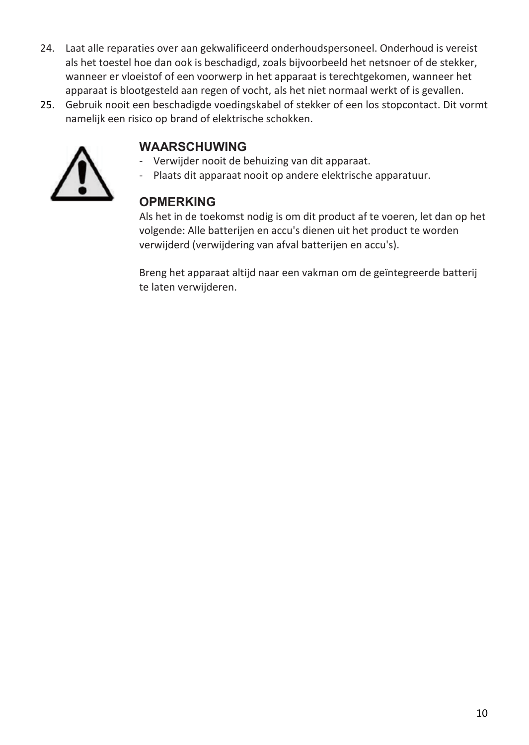24. Laat alle reparaties over aan gekwalificeerd onderhoudspersoneel. Onderhoud is vereist als het toestel hoe dan ook is beschadigd, zoals bijvoorbeeld het netsnoer of de stekker, wanneer er vloeistof of een voorwerp in het apparaat is terechtgekomen, wanneer het apparaat is blootgesteld aan regen of vocht, als het niet normaal werkt of is gevallen.
25. Gebruik nooit een beschadigde voedingskabel of stekker of een los stopcontact. Dit vormt namelijk een risico op brand of elektrische schokken.

## WAARSCHUWING

- Verwijder nooit de behuizing van dit apparaat.
- Plaats dit apparaat nooit op andere elektrische apparatuur.

## OPMERKING

Als het in de toekomst nodig is om dit product af te voeren, let dan op het volgende: Alle batterijen en accu's dienen uit het product te worden verwijderd (verwijdering van afval batterijen en accu's).

Breng het apparaat altijd naar een vakman om de geïntegreerde batterij te laten verwijderen.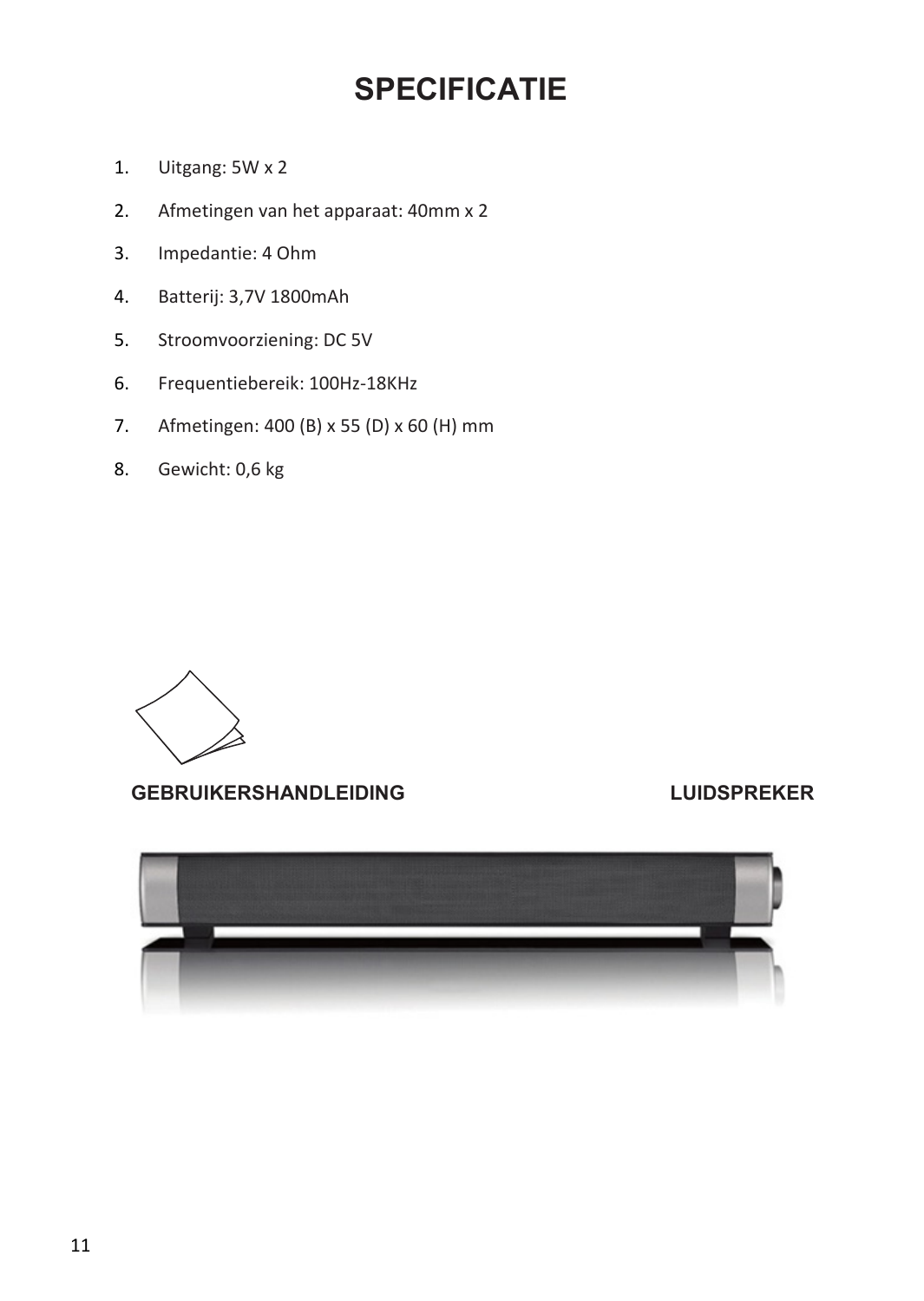# SPECIFICATIE

1. Uitgang: 5W x 2
2. Afmetingen van het apparaat: 40mm x 2
3. Impedantie: 4 Ohm
4. Batterij: 3,7V 1800mAh
5. Stroomvoorziening: DC 5V
6. Frequentiebereik: 100Hz-18KHz
7. Afmetingen: 400 (B) x 55 (D) x 60 (H) mm
8. Gewicht: 0,6 kg

**GEBRUIKERSHANDLEIDING** **LUIDSPREKER**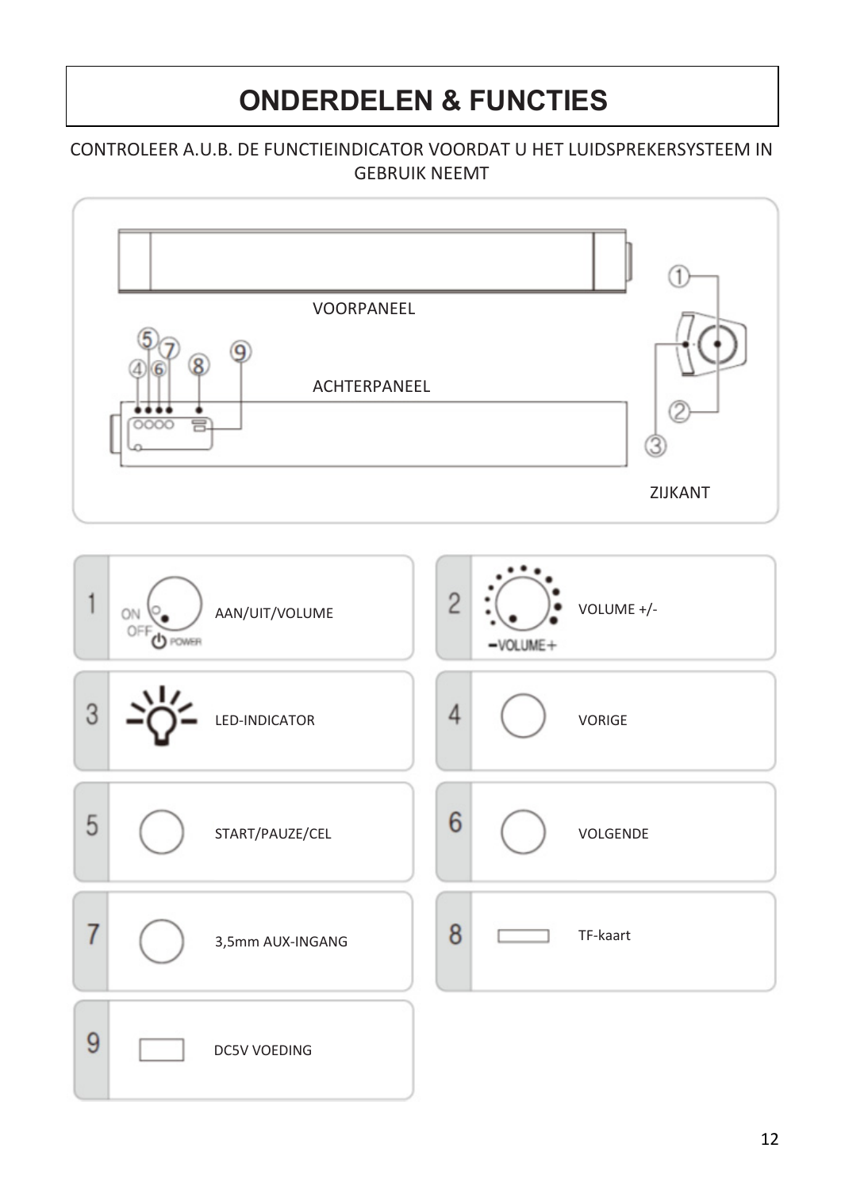# ONDERDELEN & FUNCTIES

CONTROLEER A.U.B. DE FUNCTIEINDICATOR VOORDAT U HET LUIDSPREKERSYSTEEM IN GEBRUIK NEEMT

VOORPANEEL

ACHTERPANEEL

ZIJKANT

| Nr. | Functie | Nr. | Functie |
|---|---|---|---|
| 1 | AAN/UIT/VOLUME | 2 | VOLUME +/- |
| 3 | LED-INDICATOR | 4 | VORIGE |
| 5 | START/PAUZE/CEL | 6 | VOLGENDE |
| 7 | 3,5mm AUX-INGANG | 8 | TF-kaart |
| 9 | DC5V VOEDING | | |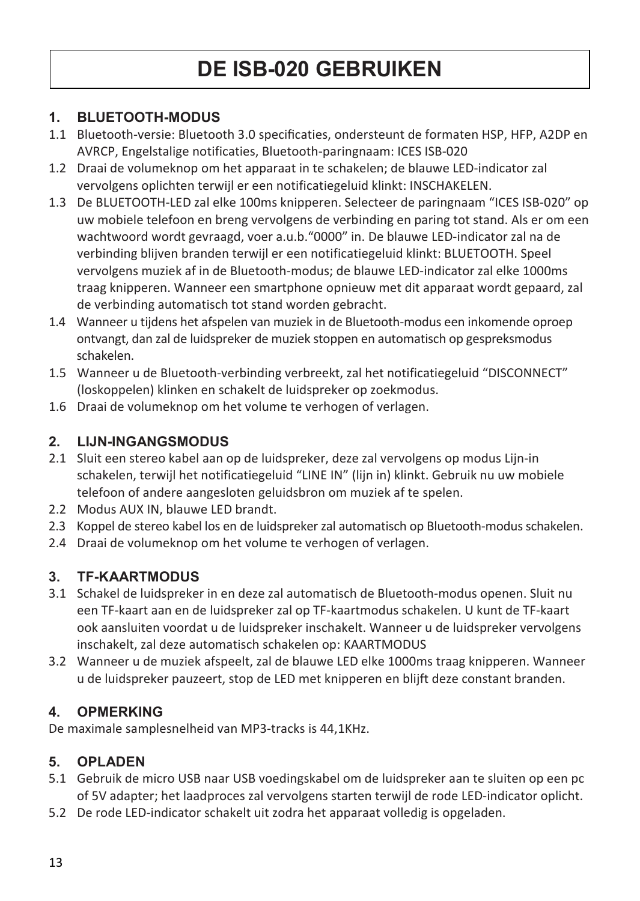# DE ISB-020 GEBRUIKEN

## 1. BLUETOOTH-MODUS

1.1 Bluetooth-versie: Bluetooth 3.0 specificaties, ondersteunt de formaten HSP, HFP, A2DP en AVRCP, Engelstalige notificaties, Bluetooth-paringnaam: ICES ISB-020

1.2 Draai de volumeknop om het apparaat in te schakelen; de blauwe LED-indicator zal vervolgens oplichten terwijl er een notificatiegeluid klinkt: INSCHAKELEN.

1.3 De BLUETOOTH-LED zal elke 100ms knipperen. Selecteer de paringnaam "ICES ISB-020" op uw mobiele telefoon en breng vervolgens de verbinding en paring tot stand. Als er om een wachtwoord wordt gevraagd, voer a.u.b."0000" in. De blauwe LED-indicator zal na de verbinding blijven branden terwijl er een notificatiegeluid klinkt: BLUETOOTH. Speel vervolgens muziek af in de Bluetooth-modus; de blauwe LED-indicator zal elke 1000ms traag knipperen. Wanneer een smartphone opnieuw met dit apparaat wordt gepaard, zal de verbinding automatisch tot stand worden gebracht.

1.4 Wanneer u tijdens het afspelen van muziek in de Bluetooth-modus een inkomende oproep ontvangt, dan zal de luidspreker de muziek stoppen en automatisch op gespreksmodus schakelen.

1.5 Wanneer u de Bluetooth-verbinding verbreekt, zal het notificatiegeluid "DISCONNECT" (loskoppelen) klinken en schakelt de luidspreker op zoekmodus.

1.6 Draai de volumeknop om het volume te verhogen of verlagen.

## 2. LIJN-INGANGSMODUS

2.1 Sluit een stereo kabel aan op de luidspreker, deze zal vervolgens op modus Lijn-in schakelen, terwijl het notificatiegeluid "LINE IN" (lijn in) klinkt. Gebruik nu uw mobiele telefoon of andere aangesloten geluidsbron om muziek af te spelen.

2.2 Modus AUX IN, blauwe LED brandt.

2.3 Koppel de stereo kabel los en de luidspreker zal automatisch op Bluetooth-modus schakelen.

2.4 Draai de volumeknop om het volume te verhogen of verlagen.

## 3. TF-KAARTMODUS

3.1 Schakel de luidspreker in en deze zal automatisch de Bluetooth-modus openen. Sluit nu een TF-kaart aan en de luidspreker zal op TF-kaartmodus schakelen. U kunt de TF-kaart ook aansluiten voordat u de luidspreker inschakelt. Wanneer u de luidspreker vervolgens inschakelt, zal deze automatisch schakelen op: KAARTMODUS

3.2 Wanneer u de muziek afspeelt, zal de blauwe LED elke 1000ms traag knipperen. Wanneer u de luidspreker pauzeert, stop de LED met knipperen en blijft deze constant branden.

## 4. OPMERKING

De maximale samplesnelheid van MP3-tracks is 44,1KHz.

## 5. OPLADEN

5.1 Gebruik de micro USB naar USB voedingskabel om de luidspreker aan te sluiten op een pc of 5V adapter; het laadproces zal vervolgens starten terwijl de rode LED-indicator oplicht.

5.2 De rode LED-indicator schakelt uit zodra het apparaat volledig is opgeladen.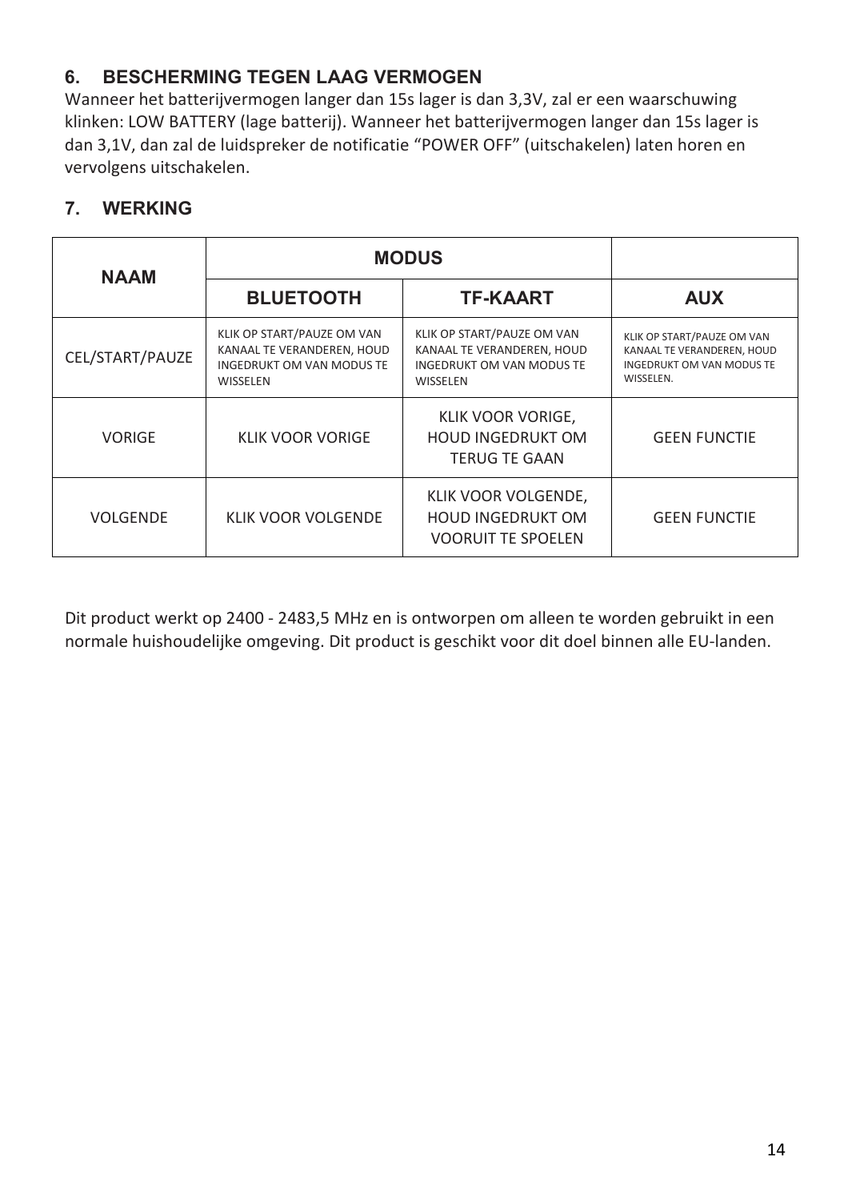## 6. BESCHERMING TEGEN LAAG VERMOGEN

Wanneer het batterijvermogen langer dan 15s lager is dan 3,3V, zal er een waarschuwing klinken: LOW BATTERY (lage batterij). Wanneer het batterijvermogen langer dan 15s lager is dan 3,1V, dan zal de luidspreker de notificatie “POWER OFF” (uitschakelen) laten horen en vervolgens uitschakelen.

## 7. WERKING

| NAAM | MODUS | | |
|---|---|---|---|
| | BLUETOOTH | TF-KAART | AUX |
| CEL/START/PAUZE | KLIK OP START/PAUZE OM VAN KANAAL TE VERANDEREN, HOUD INGEDRUKT OM VAN MODUS TE WISSELEN | KLIK OP START/PAUZE OM VAN KANAAL TE VERANDEREN, HOUD INGEDRUKT OM VAN MODUS TE WISSELEN | KLIK OP START/PAUZE OM VAN KANAAL TE VERANDEREN, HOUD INGEDRUKT OM VAN MODUS TE WISSELEN. |
| VORIGE | KLIK VOOR VORIGE | KLIK VOOR VORIGE, HOUD INGEDRUKT OM TERUG TE GAAN | GEEN FUNCTIE |
| VOLGENDE | KLIK VOOR VOLGENDE | KLIK VOOR VOLGENDE, HOUD INGEDRUKT OM VOORUIT TE SPOELEN | GEEN FUNCTIE |

Dit product werkt op 2400 - 2483,5 MHz en is ontworpen om alleen te worden gebruikt in een normale huishoudelijke omgeving. Dit product is geschikt voor dit doel binnen alle EU-landen.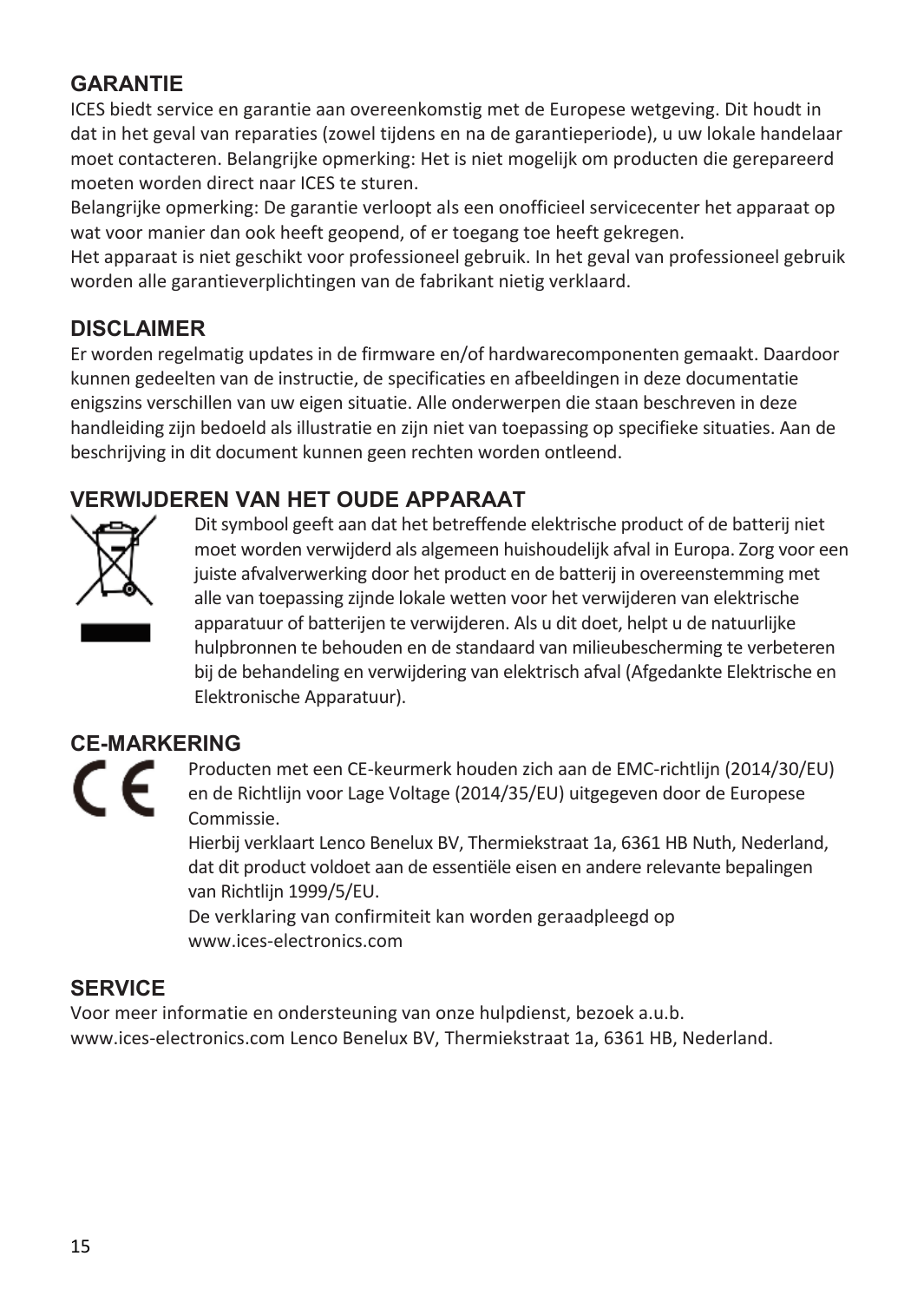## GARANTIE

ICES biedt service en garantie aan overeenkomstig met de Europese wetgeving. Dit houdt in dat in het geval van reparaties (zowel tijdens en na de garantieperiode), u uw lokale handelaar moet contacteren. Belangrijke opmerking: Het is niet mogelijk om producten die gerepareerd moeten worden direct naar ICES te sturen.
Belangrijke opmerking: De garantie verloopt als een onofficieel servicecenter het apparaat op wat voor manier dan ook heeft geopend, of er toegang toe heeft gekregen.
Het apparaat is niet geschikt voor professioneel gebruik. In het geval van professioneel gebruik worden alle garantieverplichtingen van de fabrikant nietig verklaard.

## DISCLAIMER

Er worden regelmatig updates in de firmware en/of hardwarecomponenten gemaakt. Daardoor kunnen gedeelten van de instructie, de specificaties en afbeeldingen in deze documentatie enigszins verschillen van uw eigen situatie. Alle onderwerpen die staan beschreven in deze handleiding zijn bedoeld als illustratie en zijn niet van toepassing op specifieke situaties. Aan de beschrijving in dit document kunnen geen rechten worden ontleend.

## VERWIJDEREN VAN HET OUDE APPARAAT

Dit symbool geeft aan dat het betreffende elektrische product of de batterij niet moet worden verwijderd als algemeen huishoudelijk afval in Europa. Zorg voor een juiste afvalverwerking door het product en de batterij in overeenstemming met alle van toepassing zijnde lokale wetten voor het verwijderen van elektrische apparatuur of batterijen te verwijderen. Als u dit doet, helpt u de natuurlijke hulpbronnen te behouden en de standaard van milieubescherming te verbeteren bij de behandeling en verwijdering van elektrisch afval (Afgedankte Elektrische en Elektronische Apparatuur).

## CE-MARKERING

Producten met een CE-keurmerk houden zich aan de EMC-richtlijn (2014/30/EU) en de Richtlijn voor Lage Voltage (2014/35/EU) uitgegeven door de Europese Commissie.
Hierbij verklaart Lenco Benelux BV, Thermiekstraat 1a, 6361 HB Nuth, Nederland, dat dit product voldoet aan de essentiële eisen en andere relevante bepalingen van Richtlijn 1999/5/EU.
De verklaring van confirmiteit kan worden geraadpleegd op www.ices-electronics.com

## SERVICE

Voor meer informatie en ondersteuning van onze hulpdienst, bezoek a.u.b. www.ices-electronics.com Lenco Benelux BV, Thermiekstraat 1a, 6361 HB, Nederland.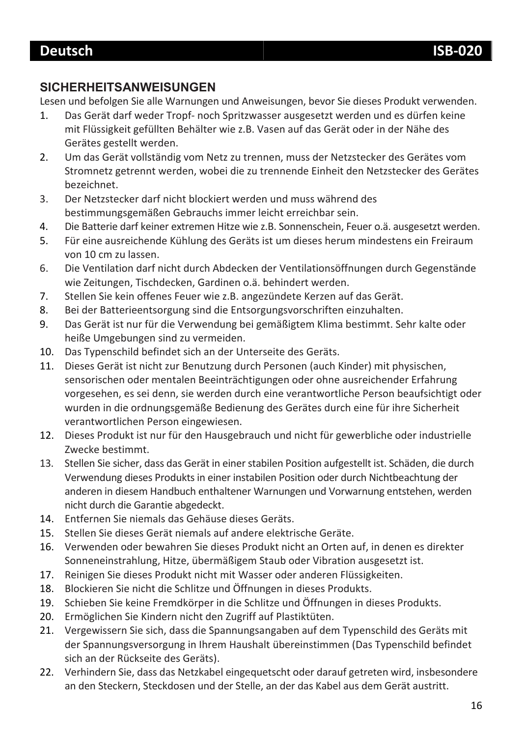## SICHERHEITSANWEISUNGEN

Lesen und befolgen Sie alle Warnungen und Anweisungen, bevor Sie dieses Produkt verwenden.

1. Das Gerät darf weder Tropf- noch Spritzwasser ausgesetzt werden und es dürfen keine mit Flüssigkeit gefüllten Behälter wie z.B. Vasen auf das Gerät oder in der Nähe des Gerätes gestellt werden.
2. Um das Gerät vollständig vom Netz zu trennen, muss der Netzstecker des Gerätes vom Stromnetz getrennt werden, wobei die zu trennende Einheit den Netzstecker des Gerätes bezeichnet.
3. Der Netzstecker darf nicht blockiert werden und muss während des bestimmungsgemäßen Gebrauchs immer leicht erreichbar sein.
4. Die Batterie darf keiner extremen Hitze wie z.B. Sonnenschein, Feuer o.ä. ausgesetzt werden.
5. Für eine ausreichende Kühlung des Geräts ist um dieses herum mindestens ein Freiraum von 10 cm zu lassen.
6. Die Ventilation darf nicht durch Abdecken der Ventilationsöffnungen durch Gegenstände wie Zeitungen, Tischdecken, Gardinen o.ä. behindert werden.
7. Stellen Sie kein offenes Feuer wie z.B. angezündete Kerzen auf das Gerät.
8. Bei der Batterieentsorgung sind die Entsorgungsvorschriften einzuhalten.
9. Das Gerät ist nur für die Verwendung bei gemäßigtem Klima bestimmt. Sehr kalte oder heiße Umgebungen sind zu vermeiden.
10. Das Typenschild befindet sich an der Unterseite des Geräts.
11. Dieses Gerät ist nicht zur Benutzung durch Personen (auch Kinder) mit physischen, sensorischen oder mentalen Beeinträchtigungen oder ohne ausreichender Erfahrung vorgesehen, es sei denn, sie werden durch eine verantwortliche Person beaufsichtigt oder wurden in die ordnungsgemäße Bedienung des Gerätes durch eine für ihre Sicherheit verantwortlichen Person eingewiesen.
12. Dieses Produkt ist nur für den Hausgebrauch und nicht für gewerbliche oder industrielle Zwecke bestimmt.
13. Stellen Sie sicher, dass das Gerät in einer stabilen Position aufgestellt ist. Schäden, die durch Verwendung dieses Produkts in einer instabilen Position oder durch Nichtbeachtung der anderen in diesem Handbuch enthaltener Warnungen und Vorwarnung entstehen, werden nicht durch die Garantie abgedeckt.
14. Entfernen Sie niemals das Gehäuse dieses Geräts.
15. Stellen Sie dieses Gerät niemals auf andere elektrische Geräte.
16. Verwenden oder bewahren Sie dieses Produkt nicht an Orten auf, in denen es direkter Sonneneinstrahlung, Hitze, übermäßigem Staub oder Vibration ausgesetzt ist.
17. Reinigen Sie dieses Produkt nicht mit Wasser oder anderen Flüssigkeiten.
18. Blockieren Sie nicht die Schlitze und Öffnungen in dieses Produkts.
19. Schieben Sie keine Fremdkörper in die Schlitze und Öffnungen in dieses Produkts.
20. Ermöglichen Sie Kindern nicht den Zugriff auf Plastiktüten.
21. Vergewissern Sie sich, dass die Spannungsangaben auf dem Typenschild des Geräts mit der Spannungsversorgung in Ihrem Haushalt übereinstimmen (Das Typenschild befindet sich an der Rückseite des Geräts).
22. Verhindern Sie, dass das Netzkabel eingequetscht oder darauf getreten wird, insbesondere an den Steckern, Steckdosen und der Stelle, an der das Kabel aus dem Gerät austritt.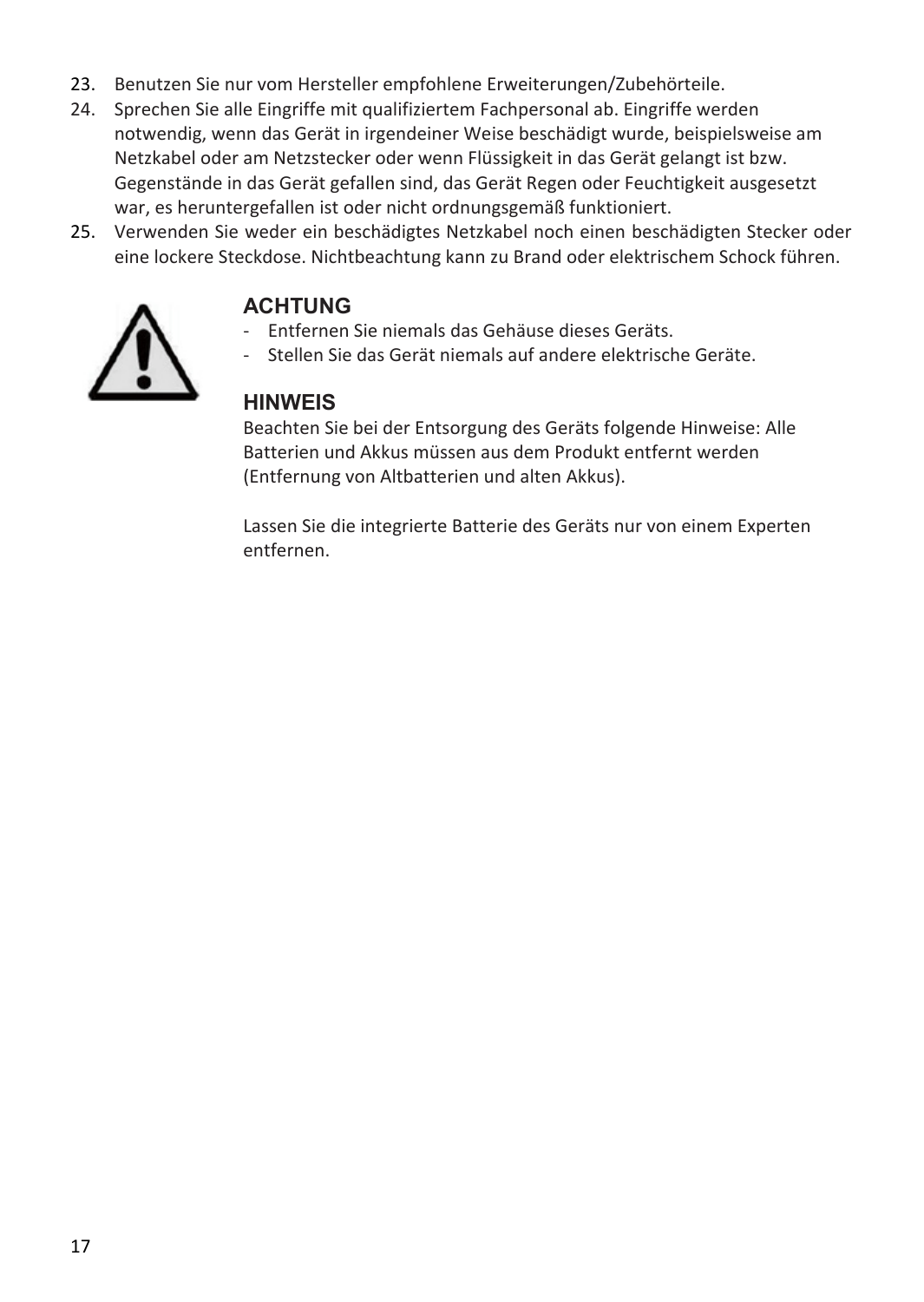23. Benutzen Sie nur vom Hersteller empfohlene Erweiterungen/Zubehörteile.
24. Sprechen Sie alle Eingriffe mit qualifiziertem Fachpersonal ab. Eingriffe werden notwendig, wenn das Gerät in irgendeiner Weise beschädigt wurde, beispielsweise am Netzkabel oder am Netzstecker oder wenn Flüssigkeit in das Gerät gelangt ist bzw. Gegenstände in das Gerät gefallen sind, das Gerät Regen oder Feuchtigkeit ausgesetzt war, es heruntergefallen ist oder nicht ordnungsgemäß funktioniert.
25. Verwenden Sie weder ein beschädigtes Netzkabel noch einen beschädigten Stecker oder eine lockere Steckdose. Nichtbeachtung kann zu Brand oder elektrischem Schock führen.

### ACHTUNG

- Entfernen Sie niemals das Gehäuse dieses Geräts.
- Stellen Sie das Gerät niemals auf andere elektrische Geräte.

### HINWEIS

Beachten Sie bei der Entsorgung des Geräts folgende Hinweise: Alle Batterien und Akkus müssen aus dem Produkt entfernt werden (Entfernung von Altbatterien und alten Akkus).

Lassen Sie die integrierte Batterie des Geräts nur von einem Experten entfernen.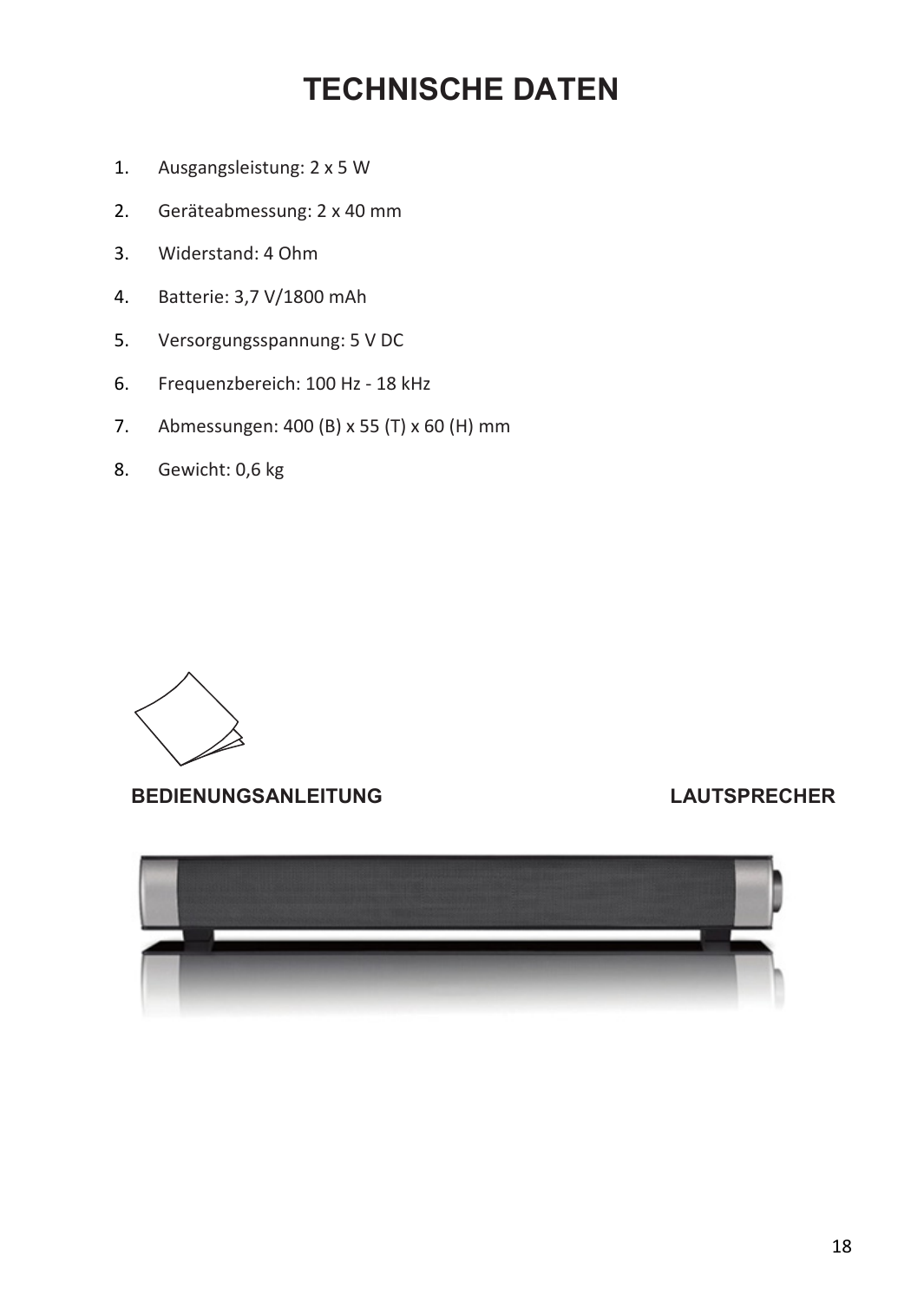# TECHNISCHE DATEN

1. Ausgangsleistung: 2 x 5 W
2. Geräteabmessung: 2 x 40 mm
3. Widerstand: 4 Ohm
4. Batterie: 3,7 V/1800 mAh
5. Versorgungsspannung: 5 V DC
6. Frequenzbereich: 100 Hz - 18 kHz
7. Abmessungen: 400 (B) x 55 (T) x 60 (H) mm
8. Gewicht: 0,6 kg

**BEDIENUNGSANLEITUNG**

**LAUTSPRECHER**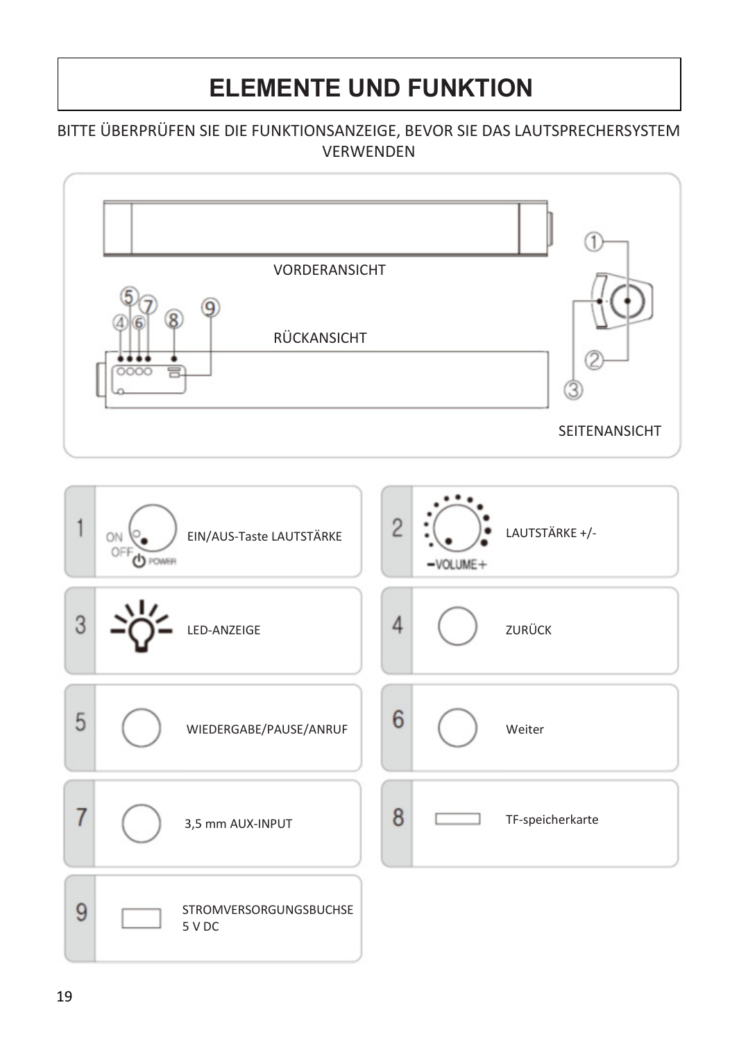# ELEMENTE UND FUNKTION

BITTE ÜBERPRÜFEN SIE DIE FUNKTIONSANZEIGE, BEVOR SIE DAS LAUTSPRECHERSYSTEM VERWENDEN

VORDERANSICHT

RÜCKANSICHT

SEITENANSICHT

| Nr. | Funktion |
| --- | --- |
| 1 | EIN/AUS-Taste LAUTSTÄRKE |
| 2 | LAUTSTÄRKE +/- |
| 3 | LED-ANZEIGE |
| 4 | ZURÜCK |
| 5 | WIEDERGABE/PAUSE/ANRUF |
| 6 | Weiter |
| 7 | 3,5 mm AUX-INPUT |
| 8 | TF-speicherkarte |
| 9 | STROMVERSORGUNGSBUCHSE 5 V DC |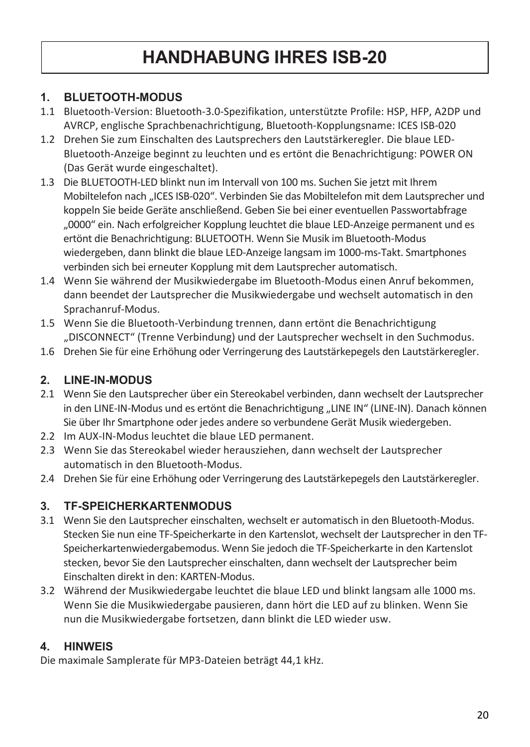# HANDHABUNG IHRES ISB-20

## 1. BLUETOOTH-MODUS

1.1 Bluetooth-Version: Bluetooth-3.0-Spezifikation, unterstützte Profile: HSP, HFP, A2DP und AVRCP, englische Sprachbenachrichtigung, Bluetooth-Kopplungsname: ICES ISB-020

1.2 Drehen Sie zum Einschalten des Lautsprechers den Lautstärkeregler. Die blaue LED-Bluetooth-Anzeige beginnt zu leuchten und es ertönt die Benachrichtigung: POWER ON (Das Gerät wurde eingeschaltet).

1.3 Die BLUETOOTH-LED blinkt nun im Intervall von 100 ms. Suchen Sie jetzt mit Ihrem Mobiltelefon nach „ICES ISB-020". Verbinden Sie das Mobiltelefon mit dem Lautsprecher und koppeln Sie beide Geräte anschließend. Geben Sie bei einer eventuellen Passwortabfrage „0000" ein. Nach erfolgreicher Kopplung leuchtet die blaue LED-Anzeige permanent und es ertönt die Benachrichtigung: BLUETOOTH. Wenn Sie Musik im Bluetooth-Modus wiedergeben, dann blinkt die blaue LED-Anzeige langsam im 1000-ms-Takt. Smartphones verbinden sich bei erneuter Kopplung mit dem Lautsprecher automatisch.

1.4 Wenn Sie während der Musikwiedergabe im Bluetooth-Modus einen Anruf bekommen, dann beendet der Lautsprecher die Musikwiedergabe und wechselt automatisch in den Sprachanruf-Modus.

1.5 Wenn Sie die Bluetooth-Verbindung trennen, dann ertönt die Benachrichtigung „DISCONNECT" (Trenne Verbindung) und der Lautsprecher wechselt in den Suchmodus.

1.6 Drehen Sie für eine Erhöhung oder Verringerung des Lautstärkepegels den Lautstärkeregler.

## 2. LINE-IN-MODUS

2.1 Wenn Sie den Lautsprecher über ein Stereokabel verbinden, dann wechselt der Lautsprecher in den LINE-IN-Modus und es ertönt die Benachrichtigung „LINE IN" (LINE-IN). Danach können Sie über Ihr Smartphone oder jedes andere so verbundene Gerät Musik wiedergeben.

2.2 Im AUX-IN-Modus leuchtet die blaue LED permanent.

2.3 Wenn Sie das Stereokabel wieder herausziehen, dann wechselt der Lautsprecher automatisch in den Bluetooth-Modus.

2.4 Drehen Sie für eine Erhöhung oder Verringerung des Lautstärkepegels den Lautstärkeregler.

## 3. TF-SPEICHERKARTENMODUS

3.1 Wenn Sie den Lautsprecher einschalten, wechselt er automatisch in den Bluetooth-Modus. Stecken Sie nun eine TF-Speicherkarte in den Kartenslot, wechselt der Lautsprecher in den TF-Speicherkartenwiedergabemodus. Wenn Sie jedoch die TF-Speicherkarte in den Kartenslot stecken, bevor Sie den Lautsprecher einschalten, dann wechselt der Lautsprecher beim Einschalten direkt in den: KARTEN-Modus.

3.2 Während der Musikwiedergabe leuchtet die blaue LED und blinkt langsam alle 1000 ms. Wenn Sie die Musikwiedergabe pausieren, dann hört die LED auf zu blinken. Wenn Sie nun die Musikwiedergabe fortsetzen, dann blinkt die LED wieder usw.

## 4. HINWEIS

Die maximale Samplerate für MP3-Dateien beträgt 44,1 kHz.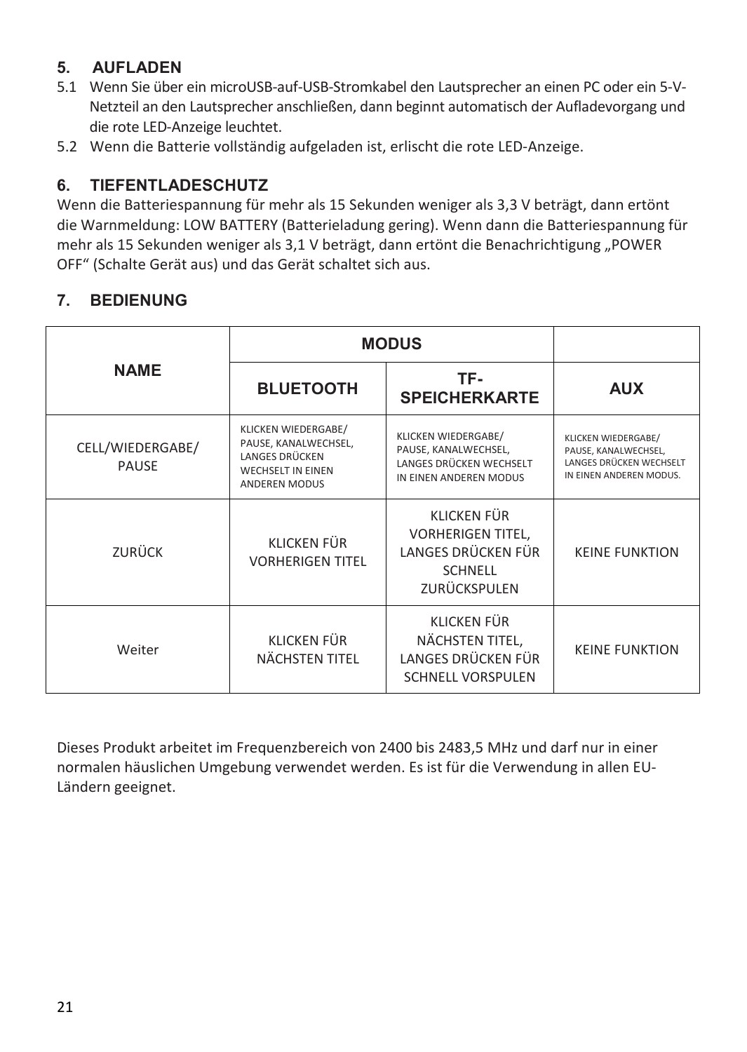## 5. AUFLADEN

5.1 Wenn Sie über ein microUSB-auf-USB-Stromkabel den Lautsprecher an einen PC oder ein 5-V-Netzteil an den Lautsprecher anschließen, dann beginnt automatisch der Aufladevorgang und die rote LED-Anzeige leuchtet.

5.2 Wenn die Batterie vollständig aufgeladen ist, erlischt die rote LED-Anzeige.

## 6. TIEFENTLADESCHUTZ

Wenn die Batteriespannung für mehr als 15 Sekunden weniger als 3,3 V beträgt, dann ertönt die Warnmeldung: LOW BATTERY (Batterieladung gering). Wenn dann die Batteriespannung für mehr als 15 Sekunden weniger als 3,1 V beträgt, dann ertönt die Benachrichtigung „POWER OFF" (Schalte Gerät aus) und das Gerät schaltet sich aus.

## 7. BEDIENUNG

| NAME | MODUS | | |
|---|---|---|---|
| | BLUETOOTH | TF-SPEICHERKARTE | AUX |
| CELL/WIEDERGABE/ PAUSE | KLICKEN WIEDERGABE/ PAUSE, KANALWECHSEL, LANGES DRÜCKEN WECHSELT IN EINEN ANDEREN MODUS | KLICKEN WIEDERGABE/ PAUSE, KANALWECHSEL, LANGES DRÜCKEN WECHSELT IN EINEN ANDEREN MODUS | KLICKEN WIEDERGABE/ PAUSE, KANALWECHSEL, LANGES DRÜCKEN WECHSELT IN EINEN ANDEREN MODUS. |
| ZURÜCK | KLICKEN FÜR VORHERIGEN TITEL | KLICKEN FÜR VORHERIGEN TITEL, LANGES DRÜCKEN FÜR SCHNELL ZURÜCKSPULEN | KEINE FUNKTION |
| Weiter | KLICKEN FÜR NÄCHSTEN TITEL | KLICKEN FÜR NÄCHSTEN TITEL, LANGES DRÜCKEN FÜR SCHNELL VORSPULEN | KEINE FUNKTION |

Dieses Produkt arbeitet im Frequenzbereich von 2400 bis 2483,5 MHz und darf nur in einer normalen häuslichen Umgebung verwendet werden. Es ist für die Verwendung in allen EU-Ländern geeignet.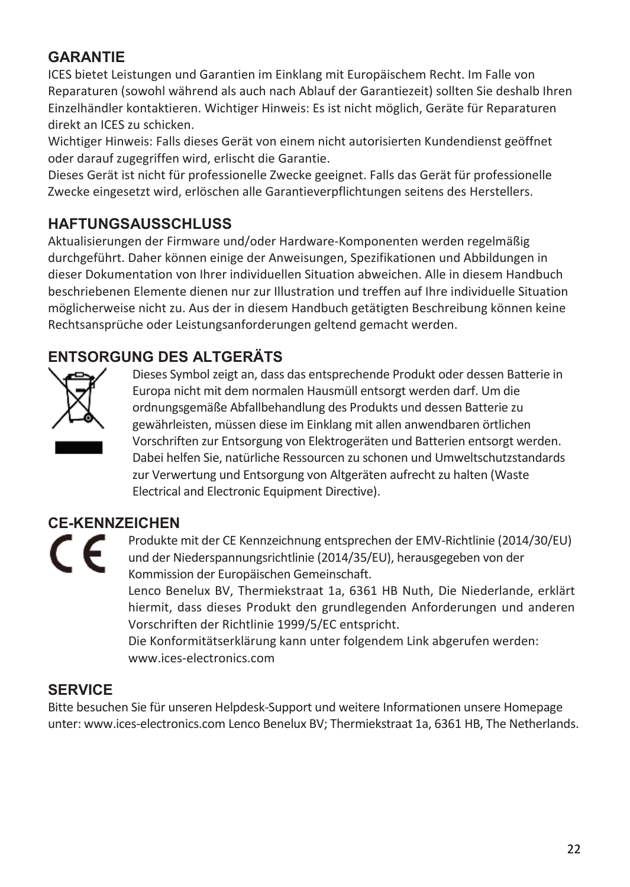## GARANTIE

ICES bietet Leistungen und Garantien im Einklang mit Europäischem Recht. Im Falle von Reparaturen (sowohl während als auch nach Ablauf der Garantiezeit) sollten Sie deshalb Ihren Einzelhändler kontaktieren. Wichtiger Hinweis: Es ist nicht möglich, Geräte für Reparaturen direkt an ICES zu schicken.

Wichtiger Hinweis: Falls dieses Gerät von einem nicht autorisierten Kundendienst geöffnet oder darauf zugegriffen wird, erlischt die Garantie.

Dieses Gerät ist nicht für professionelle Zwecke geeignet. Falls das Gerät für professionelle Zwecke eingesetzt wird, erlöschen alle Garantieverpflichtungen seitens des Herstellers.

## HAFTUNGSAUSSCHLUSS

Aktualisierungen der Firmware und/oder Hardware-Komponenten werden regelmäßig durchgeführt. Daher können einige der Anweisungen, Spezifikationen und Abbildungen in dieser Dokumentation von Ihrer individuellen Situation abweichen. Alle in diesem Handbuch beschriebenen Elemente dienen nur zur Illustration und treffen auf Ihre individuelle Situation möglicherweise nicht zu. Aus der in diesem Handbuch getätigten Beschreibung können keine Rechtsansprüche oder Leistungsanforderungen geltend gemacht werden.

## ENTSORGUNG DES ALTGERÄTS

Dieses Symbol zeigt an, dass das entsprechende Produkt oder dessen Batterie in Europa nicht mit dem normalen Hausmüll entsorgt werden darf. Um die ordnungsgemäße Abfallbehandlung des Produkts und dessen Batterie zu gewährleisten, müssen diese im Einklang mit allen anwendbaren örtlichen Vorschriften zur Entsorgung von Elektrogeräten und Batterien entsorgt werden. Dabei helfen Sie, natürliche Ressourcen zu schonen und Umweltschutzstandards zur Verwertung und Entsorgung von Altgeräten aufrecht zu halten (Waste Electrical and Electronic Equipment Directive).

## CE-KENNZEICHEN

Produkte mit der CE Kennzeichnung entsprechen der EMV-Richtlinie (2014/30/EU) und der Niederspannungsrichtlinie (2014/35/EU), herausgegeben von der Kommission der Europäischen Gemeinschaft.

Lenco Benelux BV, Thermiekstraat 1a, 6361 HB Nuth, Die Niederlande, erklärt hiermit, dass dieses Produkt den grundlegenden Anforderungen und anderen Vorschriften der Richtlinie 1999/5/EC entspricht.

Die Konformitätserklärung kann unter folgendem Link abgerufen werden: www.ices-electronics.com

## SERVICE

Bitte besuchen Sie für unseren Helpdesk-Support und weitere Informationen unsere Homepage unter: www.ices-electronics.com Lenco Benelux BV; Thermiekstraat 1a, 6361 HB, The Netherlands.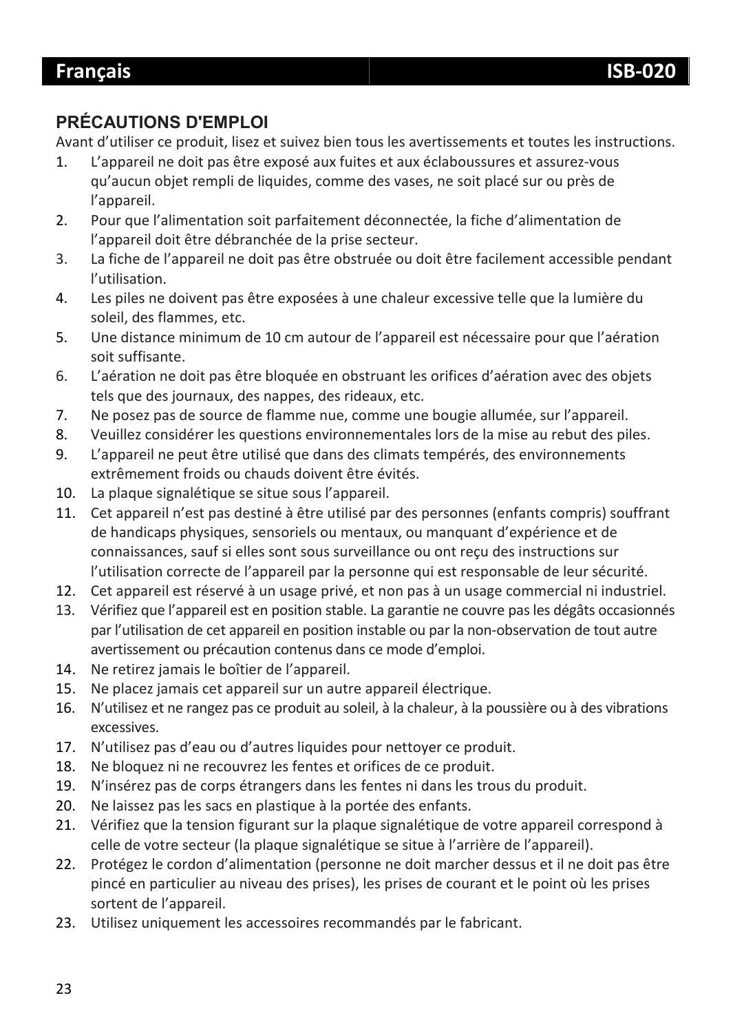## PRÉCAUTIONS D'EMPLOI

Avant d'utiliser ce produit, lisez et suivez bien tous les avertissements et toutes les instructions.

1. L'appareil ne doit pas être exposé aux fuites et aux éclaboussures et assurez-vous qu'aucun objet rempli de liquides, comme des vases, ne soit placé sur ou près de l'appareil.
2. Pour que l'alimentation soit parfaitement déconnectée, la fiche d'alimentation de l'appareil doit être débranchée de la prise secteur.
3. La fiche de l'appareil ne doit pas être obstruée ou doit être facilement accessible pendant l'utilisation.
4. Les piles ne doivent pas être exposées à une chaleur excessive telle que la lumière du soleil, des flammes, etc.
5. Une distance minimum de 10 cm autour de l'appareil est nécessaire pour que l'aération soit suffisante.
6. L'aération ne doit pas être bloquée en obstruant les orifices d'aération avec des objets tels que des journaux, des nappes, des rideaux, etc.
7. Ne posez pas de source de flamme nue, comme une bougie allumée, sur l'appareil.
8. Veuillez considérer les questions environnementales lors de la mise au rebut des piles.
9. L'appareil ne peut être utilisé que dans des climats tempérés, des environnements extrêmement froids ou chauds doivent être évités.
10. La plaque signalétique se situe sous l'appareil.
11. Cet appareil n'est pas destiné à être utilisé par des personnes (enfants compris) souffrant de handicaps physiques, sensoriels ou mentaux, ou manquant d'expérience et de connaissances, sauf si elles sont sous surveillance ou ont reçu des instructions sur l'utilisation correcte de l'appareil par la personne qui est responsable de leur sécurité.
12. Cet appareil est réservé à un usage privé, et non pas à un usage commercial ni industriel.
13. Vérifiez que l'appareil est en position stable. La garantie ne couvre pas les dégâts occasionnés par l'utilisation de cet appareil en position instable ou par la non-observation de tout autre avertissement ou précaution contenus dans ce mode d'emploi.
14. Ne retirez jamais le boîtier de l'appareil.
15. Ne placez jamais cet appareil sur un autre appareil électrique.
16. N'utilisez et ne rangez pas ce produit au soleil, à la chaleur, à la poussière ou à des vibrations excessives.
17. N'utilisez pas d'eau ou d'autres liquides pour nettoyer ce produit.
18. Ne bloquez ni ne recouvrez les fentes et orifices de ce produit.
19. N'insérez pas de corps étrangers dans les fentes ni dans les trous du produit.
20. Ne laissez pas les sacs en plastique à la portée des enfants.
21. Vérifiez que la tension figurant sur la plaque signalétique de votre appareil correspond à celle de votre secteur (la plaque signalétique se situe à l'arrière de l'appareil).
22. Protégez le cordon d'alimentation (personne ne doit marcher dessus et il ne doit pas être pincé en particulier au niveau des prises), les prises de courant et le point où les prises sortent de l'appareil.
23. Utilisez uniquement les accessoires recommandés par le fabricant.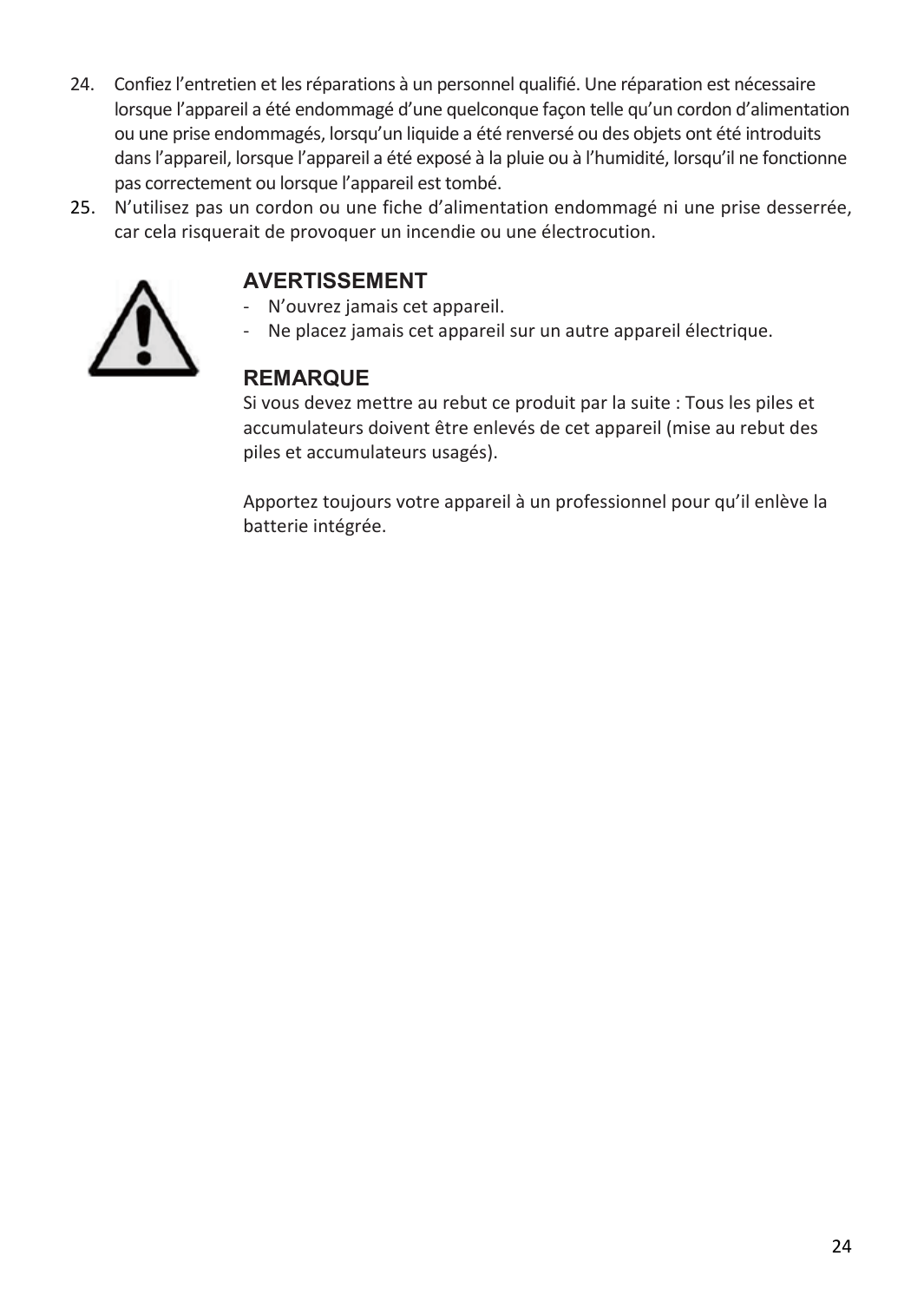24. Confiez l'entretien et les réparations à un personnel qualifié. Une réparation est nécessaire lorsque l'appareil a été endommagé d'une quelconque façon telle qu'un cordon d'alimentation ou une prise endommagés, lorsqu'un liquide a été renversé ou des objets ont été introduits dans l'appareil, lorsque l'appareil a été exposé à la pluie ou à l'humidité, lorsqu'il ne fonctionne pas correctement ou lorsque l'appareil est tombé.
25. N'utilisez pas un cordon ou une fiche d'alimentation endommagé ni une prise desserrée, car cela risquerait de provoquer un incendie ou une électrocution.

### AVERTISSEMENT

- N'ouvrez jamais cet appareil.
- Ne placez jamais cet appareil sur un autre appareil électrique.

### REMARQUE

Si vous devez mettre au rebut ce produit par la suite : Tous les piles et accumulateurs doivent être enlevés de cet appareil (mise au rebut des piles et accumulateurs usagés).

Apportez toujours votre appareil à un professionnel pour qu'il enlève la batterie intégrée.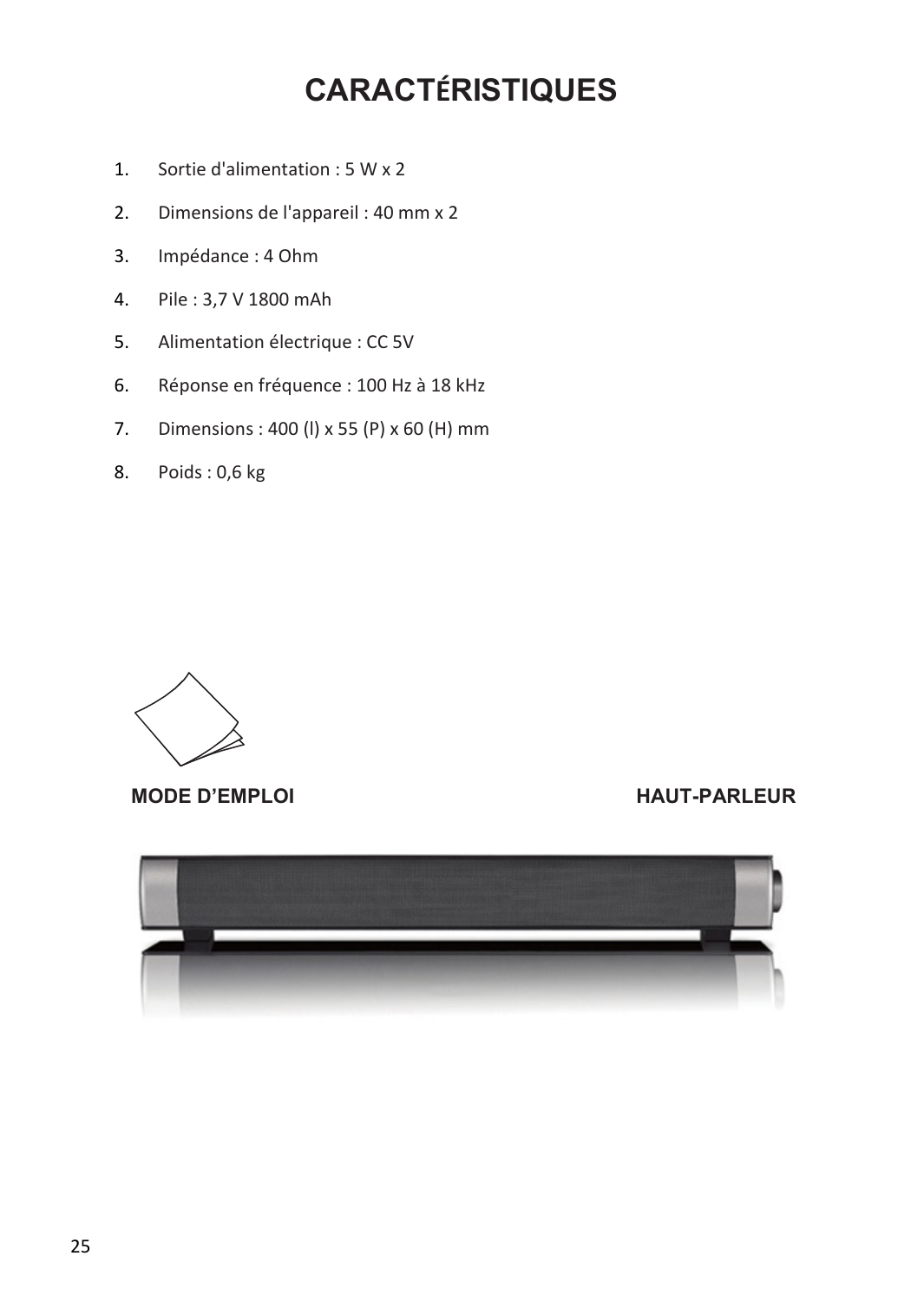# CARACTÉRISTIQUES

1. Sortie d'alimentation : 5 W x 2
2. Dimensions de l'appareil : 40 mm x 2
3. Impédance : 4 Ohm
4. Pile : 3,7 V 1800 mAh
5. Alimentation électrique : CC 5V
6. Réponse en fréquence : 100 Hz à 18 kHz
7. Dimensions : 400 (l) x 55 (P) x 60 (H) mm
8. Poids : 0,6 kg

**MODE D'EMPLOI** **HAUT-PARLEUR**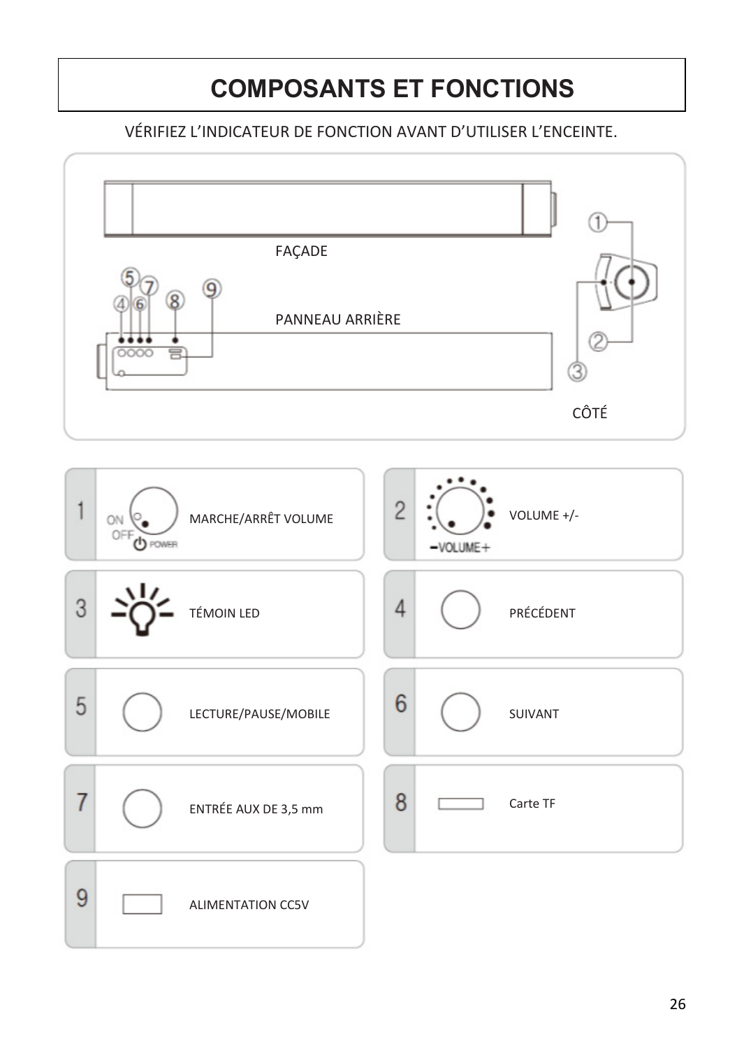# COMPOSANTS ET FONCTIONS

VÉRIFIEZ L'INDICATEUR DE FONCTION AVANT D'UTILISER L'ENCEINTE.

FAÇADE

PANNEAU ARRIÈRE

CÔTÉ

| N° | Fonction |
|---|---|
| 1 | MARCHE/ARRÊT VOLUME |
| 2 | VOLUME +/- |
| 3 | TÉMOIN LED |
| 4 | PRÉCÉDENT |
| 5 | LECTURE/PAUSE/MOBILE |
| 6 | SUIVANT |
| 7 | ENTRÉE AUX DE 3,5 mm |
| 8 | Carte TF |
| 9 | ALIMENTATION CC5V |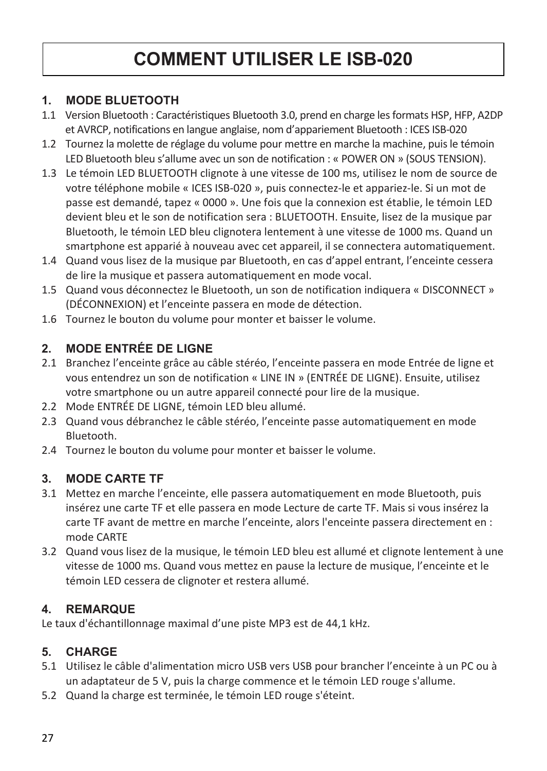# COMMENT UTILISER LE ISB-020

## 1. MODE BLUETOOTH

1.1 Version Bluetooth : Caractéristiques Bluetooth 3.0, prend en charge les formats HSP, HFP, A2DP et AVRCP, notifications en langue anglaise, nom d'appariement Bluetooth : ICES ISB-020

1.2 Tournez la molette de réglage du volume pour mettre en marche la machine, puis le témoin LED Bluetooth bleu s'allume avec un son de notification : « POWER ON » (SOUS TENSION).

1.3 Le témoin LED BLUETOOTH clignote à une vitesse de 100 ms, utilisez le nom de source de votre téléphone mobile « ICES ISB-020 », puis connectez-le et appariez-le. Si un mot de passe est demandé, tapez « 0000 ». Une fois que la connexion est établie, le témoin LED devient bleu et le son de notification sera : BLUETOOTH. Ensuite, lisez de la musique par Bluetooth, le témoin LED bleu clignotera lentement à une vitesse de 1000 ms. Quand un smartphone est apparié à nouveau avec cet appareil, il se connectera automatiquement.

1.4 Quand vous lisez de la musique par Bluetooth, en cas d'appel entrant, l'enceinte cessera de lire la musique et passera automatiquement en mode vocal.

1.5 Quand vous déconnectez le Bluetooth, un son de notification indiquera « DISCONNECT » (DÉCONNEXION) et l'enceinte passera en mode de détection.

1.6 Tournez le bouton du volume pour monter et baisser le volume.

## 2. MODE ENTRÉE DE LIGNE

2.1 Branchez l'enceinte grâce au câble stéréo, l'enceinte passera en mode Entrée de ligne et vous entendrez un son de notification « LINE IN » (ENTRÉE DE LIGNE). Ensuite, utilisez votre smartphone ou un autre appareil connecté pour lire de la musique.

2.2 Mode ENTRÉE DE LIGNE, témoin LED bleu allumé.

2.3 Quand vous débranchez le câble stéréo, l'enceinte passe automatiquement en mode Bluetooth.

2.4 Tournez le bouton du volume pour monter et baisser le volume.

## 3. MODE CARTE TF

3.1 Mettez en marche l'enceinte, elle passera automatiquement en mode Bluetooth, puis insérez une carte TF et elle passera en mode Lecture de carte TF. Mais si vous insérez la carte TF avant de mettre en marche l'enceinte, alors l'enceinte passera directement en : mode CARTE

3.2 Quand vous lisez de la musique, le témoin LED bleu est allumé et clignote lentement à une vitesse de 1000 ms. Quand vous mettez en pause la lecture de musique, l'enceinte et le témoin LED cessera de clignoter et restera allumé.

## 4. REMARQUE

Le taux d'échantillonnage maximal d'une piste MP3 est de 44,1 kHz.

## 5. CHARGE

5.1 Utilisez le câble d'alimentation micro USB vers USB pour brancher l'enceinte à un PC ou à un adaptateur de 5 V, puis la charge commence et le témoin LED rouge s'allume.

5.2 Quand la charge est terminée, le témoin LED rouge s'éteint.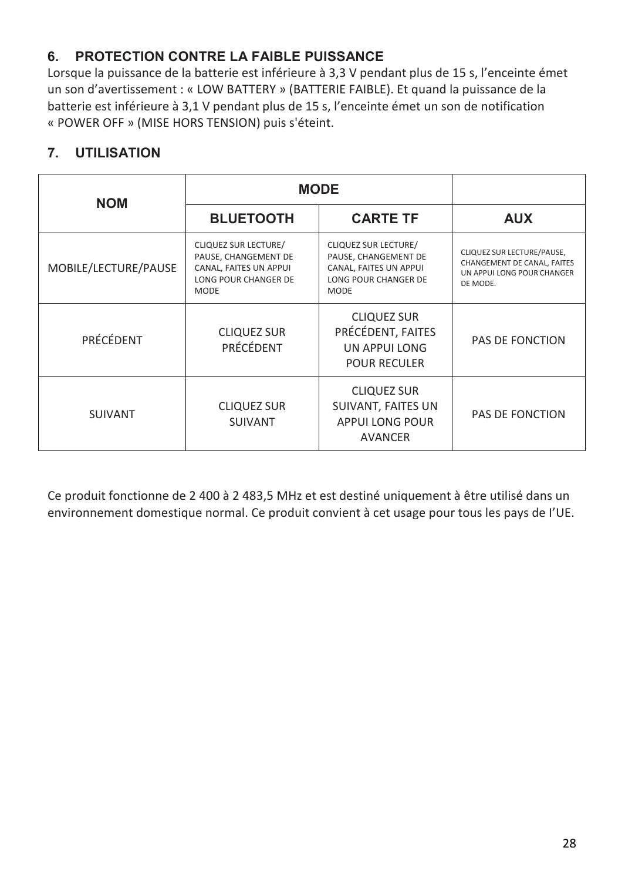## 6. PROTECTION CONTRE LA FAIBLE PUISSANCE

Lorsque la puissance de la batterie est inférieure à 3,3 V pendant plus de 15 s, l'enceinte émet un son d'avertissement : « LOW BATTERY » (BATTERIE FAIBLE). Et quand la puissance de la batterie est inférieure à 3,1 V pendant plus de 15 s, l'enceinte émet un son de notification « POWER OFF » (MISE HORS TENSION) puis s'éteint.

## 7. UTILISATION

| NOM | MODE | | |
|---|---|---|---|
| | BLUETOOTH | CARTE TF | AUX |
| MOBILE/LECTURE/PAUSE | CLIQUEZ SUR LECTURE/ PAUSE, CHANGEMENT DE CANAL, FAITES UN APPUI LONG POUR CHANGER DE MODE | CLIQUEZ SUR LECTURE/ PAUSE, CHANGEMENT DE CANAL, FAITES UN APPUI LONG POUR CHANGER DE MODE | CLIQUEZ SUR LECTURE/PAUSE, CHANGEMENT DE CANAL, FAITES UN APPUI LONG POUR CHANGER DE MODE. |
| PRÉCÉDENT | CLIQUEZ SUR PRÉCÉDENT | CLIQUEZ SUR PRÉCÉDENT, FAITES UN APPUI LONG POUR RECULER | PAS DE FONCTION |
| SUIVANT | CLIQUEZ SUR SUIVANT | CLIQUEZ SUR SUIVANT, FAITES UN APPUI LONG POUR AVANCER | PAS DE FONCTION |

Ce produit fonctionne de 2 400 à 2 483,5 MHz et est destiné uniquement à être utilisé dans un environnement domestique normal. Ce produit convient à cet usage pour tous les pays de l'UE.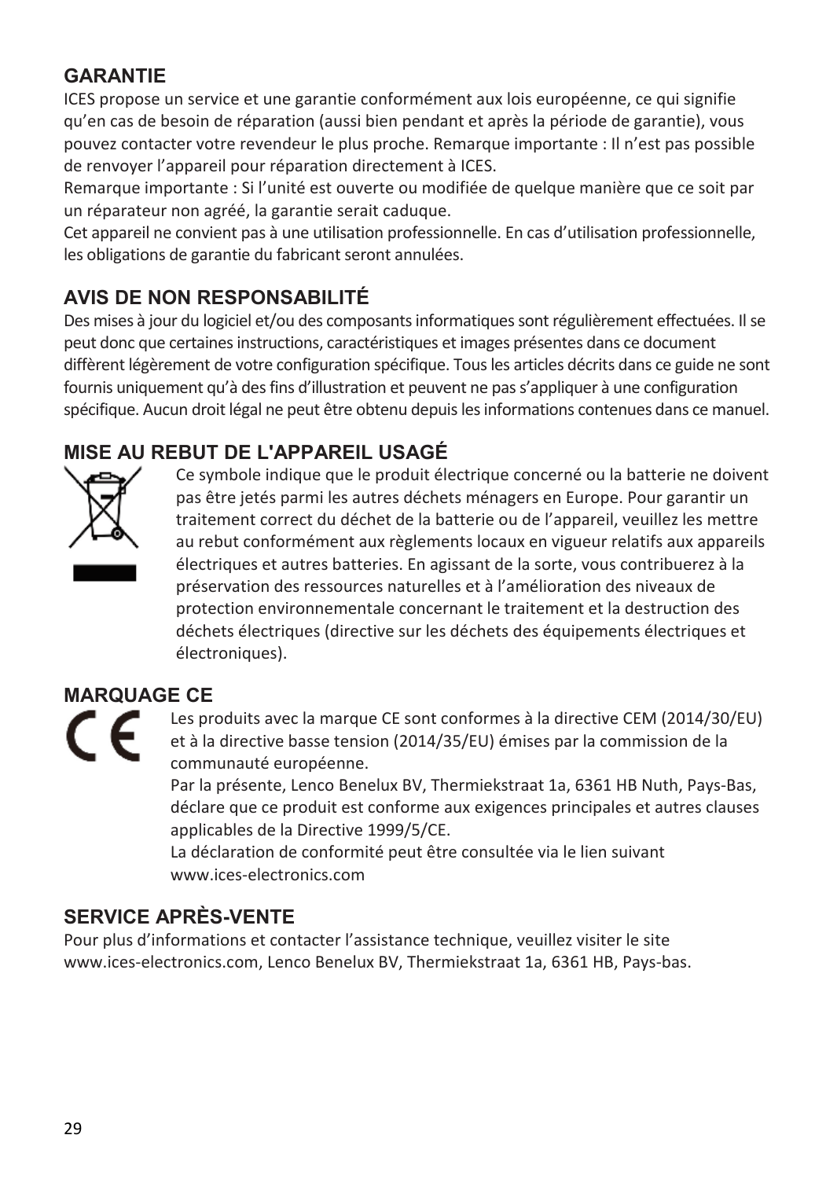## GARANTIE

ICES propose un service et une garantie conformément aux lois européenne, ce qui signifie qu'en cas de besoin de réparation (aussi bien pendant et après la période de garantie), vous pouvez contacter votre revendeur le plus proche. Remarque importante : Il n'est pas possible de renvoyer l'appareil pour réparation directement à ICES.

Remarque importante : Si l'unité est ouverte ou modifiée de quelque manière que ce soit par un réparateur non agréé, la garantie serait caduque.

Cet appareil ne convient pas à une utilisation professionnelle. En cas d'utilisation professionnelle, les obligations de garantie du fabricant seront annulées.

## AVIS DE NON RESPONSABILITÉ

Des mises à jour du logiciel et/ou des composants informatiques sont régulièrement effectuées. Il se peut donc que certaines instructions, caractéristiques et images présentes dans ce document diffèrent légèrement de votre configuration spécifique. Tous les articles décrits dans ce guide ne sont fournis uniquement qu'à des fins d'illustration et peuvent ne pas s'appliquer à une configuration spécifique. Aucun droit légal ne peut être obtenu depuis les informations contenues dans ce manuel.

## MISE AU REBUT DE L'APPAREIL USAGÉ

Ce symbole indique que le produit électrique concerné ou la batterie ne doivent pas être jetés parmi les autres déchets ménagers en Europe. Pour garantir un traitement correct du déchet de la batterie ou de l'appareil, veuillez les mettre au rebut conformément aux règlements locaux en vigueur relatifs aux appareils électriques et autres batteries. En agissant de la sorte, vous contribuerez à la préservation des ressources naturelles et à l'amélioration des niveaux de protection environnementale concernant le traitement et la destruction des déchets électriques (directive sur les déchets des équipements électriques et électroniques).

## MARQUAGE CE

Les produits avec la marque CE sont conformes à la directive CEM (2014/30/EU) et à la directive basse tension (2014/35/EU) émises par la commission de la communauté européenne.

Par la présente, Lenco Benelux BV, Thermiekstraat 1a, 6361 HB Nuth, Pays-Bas, déclare que ce produit est conforme aux exigences principales et autres clauses applicables de la Directive 1999/5/CE.

La déclaration de conformité peut être consultée via le lien suivant www.ices-electronics.com

## SERVICE APRÈS-VENTE

Pour plus d'informations et contacter l'assistance technique, veuillez visiter le site www.ices-electronics.com, Lenco Benelux BV, Thermiekstraat 1a, 6361 HB, Pays-bas.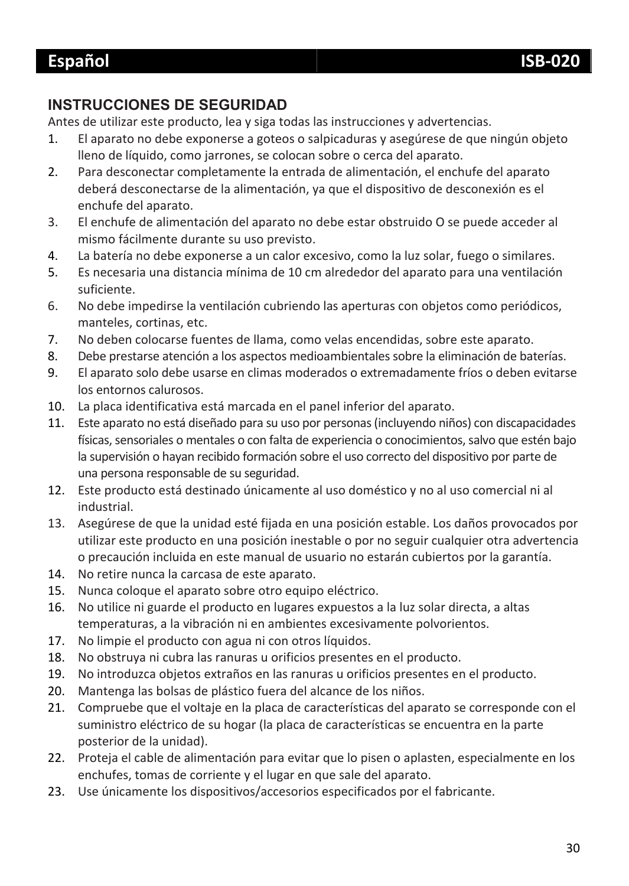## INSTRUCCIONES DE SEGURIDAD

Antes de utilizar este producto, lea y siga todas las instrucciones y advertencias.

1. El aparato no debe exponerse a goteos o salpicaduras y asegúrese de que ningún objeto lleno de líquido, como jarrones, se colocan sobre o cerca del aparato.
2. Para desconectar completamente la entrada de alimentación, el enchufe del aparato deberá desconectarse de la alimentación, ya que el dispositivo de desconexión es el enchufe del aparato.
3. El enchufe de alimentación del aparato no debe estar obstruido O se puede acceder al mismo fácilmente durante su uso previsto.
4. La batería no debe exponerse a un calor excesivo, como la luz solar, fuego o similares.
5. Es necesaria una distancia mínima de 10 cm alrededor del aparato para una ventilación suficiente.
6. No debe impedirse la ventilación cubriendo las aperturas con objetos como periódicos, manteles, cortinas, etc.
7. No deben colocarse fuentes de llama, como velas encendidas, sobre este aparato.
8. Debe prestarse atención a los aspectos medioambientales sobre la eliminación de baterías.
9. El aparato solo debe usarse en climas moderados o extremadamente fríos o deben evitarse los entornos calurosos.
10. La placa identificativa está marcada en el panel inferior del aparato.
11. Este aparato no está diseñado para su uso por personas (incluyendo niños) con discapacidades físicas, sensoriales o mentales o con falta de experiencia o conocimientos, salvo que estén bajo la supervisión o hayan recibido formación sobre el uso correcto del dispositivo por parte de una persona responsable de su seguridad.
12. Este producto está destinado únicamente al uso doméstico y no al uso comercial ni al industrial.
13. Asegúrese de que la unidad esté fijada en una posición estable. Los daños provocados por utilizar este producto en una posición inestable o por no seguir cualquier otra advertencia o precaución incluida en este manual de usuario no estarán cubiertos por la garantía.
14. No retire nunca la carcasa de este aparato.
15. Nunca coloque el aparato sobre otro equipo eléctrico.
16. No utilice ni guarde el producto en lugares expuestos a la luz solar directa, a altas temperaturas, a la vibración ni en ambientes excesivamente polvorientos.
17. No limpie el producto con agua ni con otros líquidos.
18. No obstruya ni cubra las ranuras u orificios presentes en el producto.
19. No introduzca objetos extraños en las ranuras u orificios presentes en el producto.
20. Mantenga las bolsas de plástico fuera del alcance de los niños.
21. Compruebe que el voltaje en la placa de características del aparato se corresponde con el suministro eléctrico de su hogar (la placa de características se encuentra en la parte posterior de la unidad).
22. Proteja el cable de alimentación para evitar que lo pisen o aplasten, especialmente en los enchufes, tomas de corriente y el lugar en que sale del aparato.
23. Use únicamente los dispositivos/accesorios especificados por el fabricante.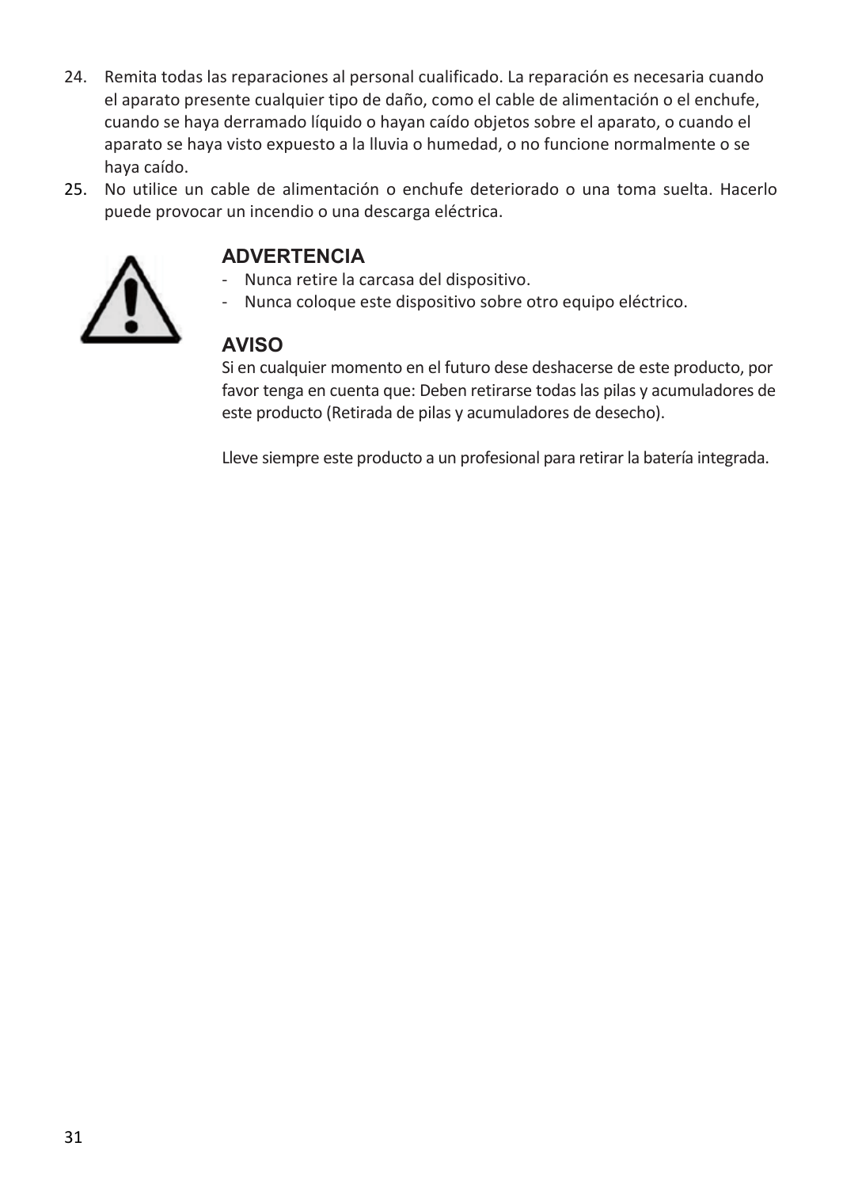24. Remita todas las reparaciones al personal cualificado. La reparación es necesaria cuando el aparato presente cualquier tipo de daño, como el cable de alimentación o el enchufe, cuando se haya derramado líquido o hayan caído objetos sobre el aparato, o cuando el aparato se haya visto expuesto a la lluvia o humedad, o no funcione normalmente o se haya caído.
25. No utilice un cable de alimentación o enchufe deteriorado o una toma suelta. Hacerlo puede provocar un incendio o una descarga eléctrica.

## ADVERTENCIA

- Nunca retire la carcasa del dispositivo.
- Nunca coloque este dispositivo sobre otro equipo eléctrico.

## AVISO

Si en cualquier momento en el futuro dese deshacerse de este producto, por favor tenga en cuenta que: Deben retirarse todas las pilas y acumuladores de este producto (Retirada de pilas y acumuladores de desecho).

Lleve siempre este producto a un profesional para retirar la batería integrada.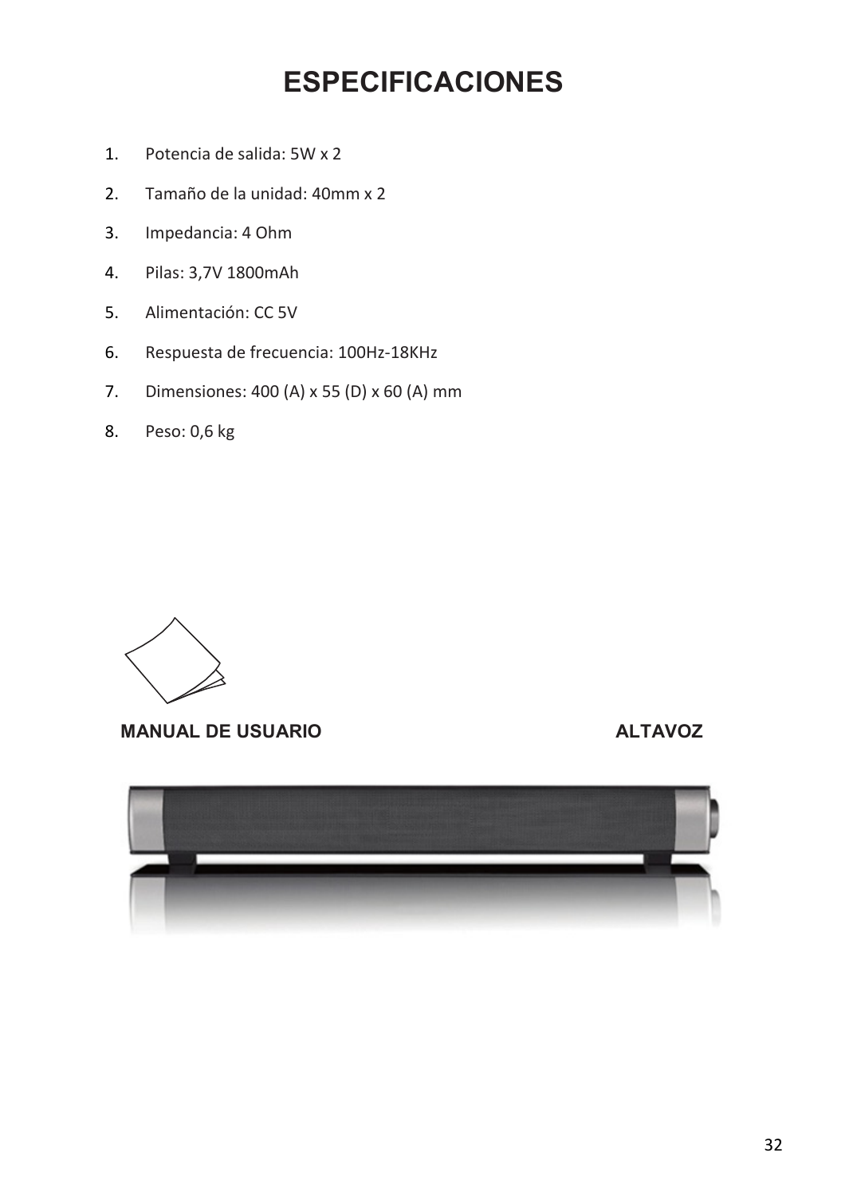# ESPECIFICACIONES

1. Potencia de salida: 5W x 2
2. Tamaño de la unidad: 40mm x 2
3. Impedancia: 4 Ohm
4. Pilas: 3,7V 1800mAh
5. Alimentación: CC 5V
6. Respuesta de frecuencia: 100Hz-18KHz
7. Dimensiones: 400 (A) x 55 (D) x 60 (A) mm
8. Peso: 0,6 kg

**MANUAL DE USUARIO** **ALTAVOZ**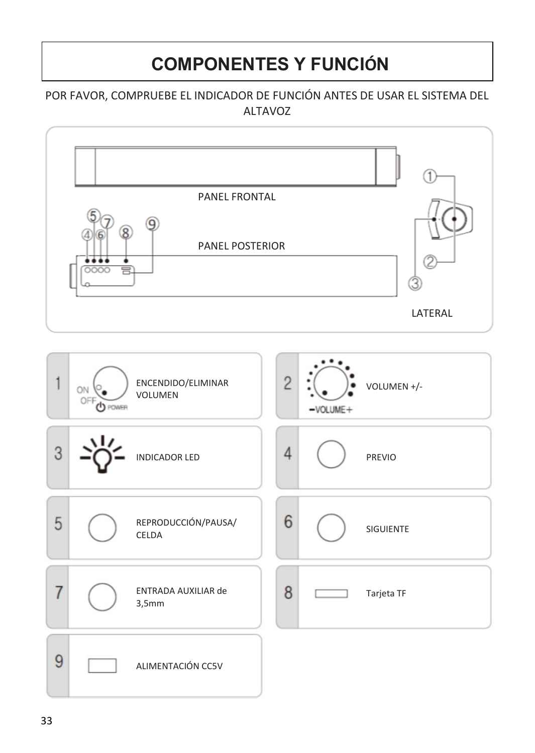# COMPONENTES Y FUNCIÓN

POR FAVOR, COMPRUEBE EL INDICADOR DE FUNCIÓN ANTES DE USAR EL SISTEMA DEL ALTAVOZ

PANEL FRONTAL

PANEL POSTERIOR

LATERAL

| N.º | Función |
| --- | --- |
| 1 | ENCENDIDO/ELIMINAR VOLUMEN |
| 2 | VOLUMEN +/- |
| 3 | INDICADOR LED |
| 4 | PREVIO |
| 5 | REPRODUCCIÓN/PAUSA/ CELDA |
| 6 | SIGUIENTE |
| 7 | ENTRADA AUXILIAR de 3,5mm |
| 8 | Tarjeta TF |
| 9 | ALIMENTACIÓN CC5V |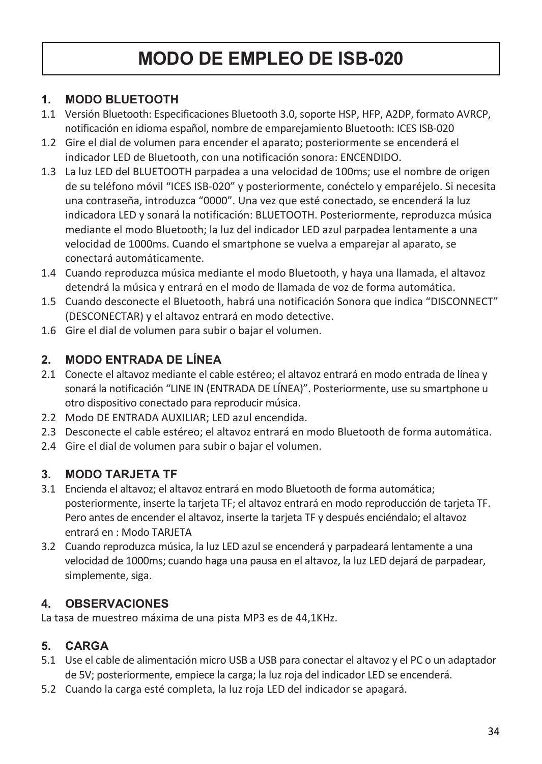# MODO DE EMPLEO DE ISB-020

## 1. MODO BLUETOOTH

1.1 Versión Bluetooth: Especificaciones Bluetooth 3.0, soporte HSP, HFP, A2DP, formato AVRCP, notificación en idioma español, nombre de emparejamiento Bluetooth: ICES ISB-020

1.2 Gire el dial de volumen para encender el aparato; posteriormente se encenderá el indicador LED de Bluetooth, con una notificación sonora: ENCENDIDO.

1.3 La luz LED del BLUETOOTH parpadea a una velocidad de 100ms; use el nombre de origen de su teléfono móvil "ICES ISB-020" y posteriormente, conéctelo y empáréjelo. Si necesita una contraseña, introduzca "0000". Una vez que esté conectado, se encenderá la luz indicadora LED y sonará la notificación: BLUETOOTH. Posteriormente, reproduzca música mediante el modo Bluetooth; la luz del indicador LED azul parpadea lentamente a una velocidad de 1000ms. Cuando el smartphone se vuelva a emparejar al aparato, se conectará automáticamente.

1.4 Cuando reproduzca música mediante el modo Bluetooth, y haya una llamada, el altavoz detendrá la música y entrará en el modo de llamada de voz de forma automática.

1.5 Cuando desconecte el Bluetooth, habrá una notificación Sonora que indica "DISCONNECT" (DESCONECTAR) y el altavoz entrará en modo detective.

1.6 Gire el dial de volumen para subir o bajar el volumen.

## 2. MODO ENTRADA DE LÍNEA

2.1 Conecte el altavoz mediante el cable estéreo; el altavoz entrará en modo entrada de línea y sonará la notificación "LINE IN (ENTRADA DE LÍNEA)". Posteriormente, use su smartphone u otro dispositivo conectado para reproducir música.

2.2 Modo DE ENTRADA AUXILIAR; LED azul encendida.

2.3 Desconecte el cable estéreo; el altavoz entrará en modo Bluetooth de forma automática.

2.4 Gire el dial de volumen para subir o bajar el volumen.

## 3. MODO TARJETA TF

3.1 Encienda el altavoz; el altavoz entrará en modo Bluetooth de forma automática; posteriormente, inserte la tarjeta TF; el altavoz entrará en modo reproducción de tarjeta TF. Pero antes de encender el altavoz, inserte la tarjeta TF y después enciéndalo; el altavoz entrará en : Modo TARJETA

3.2 Cuando reproduzca música, la luz LED azul se encenderá y parpadeará lentamente a una velocidad de 1000ms; cuando haga una pausa en el altavoz, la luz LED dejará de parpadear, simplemente, siga.

## 4. OBSERVACIONES

La tasa de muestreo máxima de una pista MP3 es de 44,1KHz.

## 5. CARGA

5.1 Use el cable de alimentación micro USB a USB para conectar el altavoz y el PC o un adaptador de 5V; posteriormente, empiece la carga; la luz roja del indicador LED se encenderá.

5.2 Cuando la carga esté completa, la luz roja LED del indicador se apagará.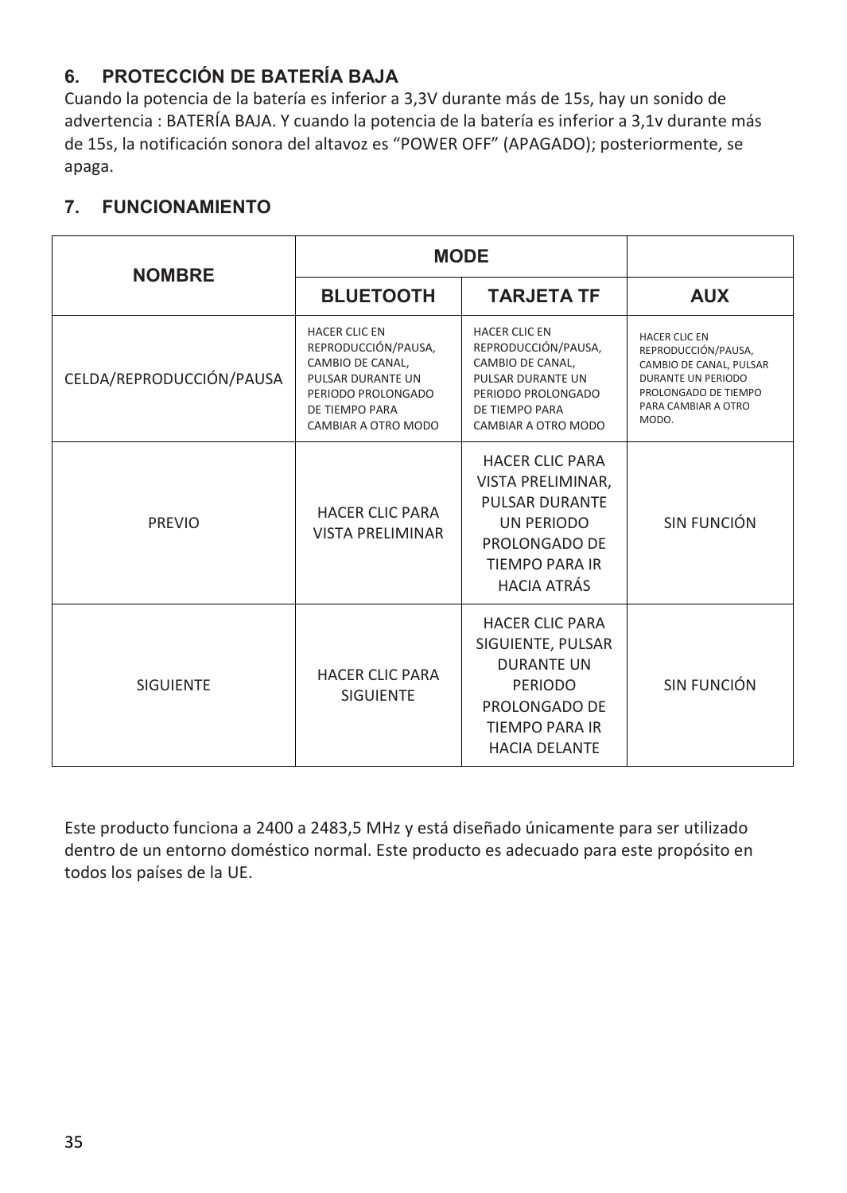## 6. PROTECCIÓN DE BATERÍA BAJA

Cuando la potencia de la batería es inferior a 3,3V durante más de 15s, hay un sonido de advertencia : BATERÍA BAJA. Y cuando la potencia de la batería es inferior a 3,1v durante más de 15s, la notificación sonora del altavoz es “POWER OFF” (APAGADO); posteriormente, se apaga.

## 7. FUNCIONAMIENTO

| NOMBRE | MODE | | |
|---|---|---|---|
| | BLUETOOTH | TARJETA TF | AUX |
| CELDA/REPRODUCCIÓN/PAUSA | HACER CLIC EN REPRODUCCIÓN/PAUSA, CAMBIO DE CANAL, PULSAR DURANTE UN PERIODO PROLONGADO DE TIEMPO PARA CAMBIAR A OTRO MODO | HACER CLIC EN REPRODUCCIÓN/PAUSA, CAMBIO DE CANAL, PULSAR DURANTE UN PERIODO PROLONGADO DE TIEMPO PARA CAMBIAR A OTRO MODO | HACER CLIC EN REPRODUCCIÓN/PAUSA, CAMBIO DE CANAL, PULSAR DURANTE UN PERIODO PROLONGADO DE TIEMPO PARA CAMBIAR A OTRO MODO. |
| PREVIO | HACER CLIC PARA VISTA PRELIMINAR | HACER CLIC PARA VISTA PRELIMINAR, PULSAR DURANTE UN PERIODO PROLONGADO DE TIEMPO PARA IR HACIA ATRÁS | SIN FUNCIÓN |
| SIGUIENTE | HACER CLIC PARA SIGUIENTE | HACER CLIC PARA SIGUIENTE, PULSAR DURANTE UN PERIODO PROLONGADO DE TIEMPO PARA IR HACIA DELANTE | SIN FUNCIÓN |

Este producto funciona a 2400 a 2483,5 MHz y está diseñado únicamente para ser utilizado dentro de un entorno doméstico normal. Este producto es adecuado para este propósito en todos los países de la UE.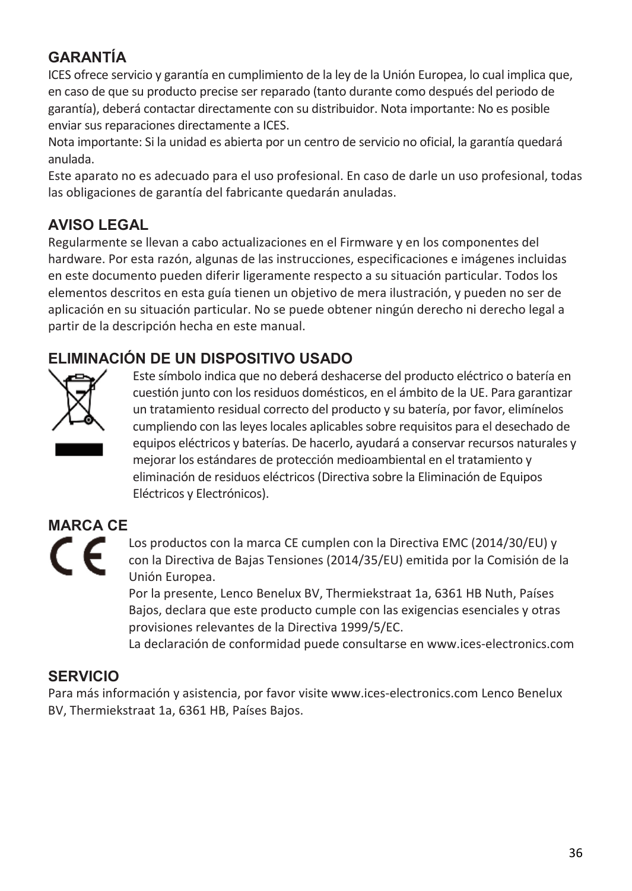## GARANTÍA

ICES ofrece servicio y garantía en cumplimiento de la ley de la Unión Europea, lo cual implica que, en caso de que su producto precise ser reparado (tanto durante como después del periodo de garantía), deberá contactar directamente con su distribuidor. Nota importante: No es posible enviar sus reparaciones directamente a ICES.
Nota importante: Si la unidad es abierta por un centro de servicio no oficial, la garantía quedará anulada.
Este aparato no es adecuado para el uso profesional. En caso de darle un uso profesional, todas las obligaciones de garantía del fabricante quedarán anuladas.

## AVISO LEGAL

Regularmente se llevan a cabo actualizaciones en el Firmware y en los componentes del hardware. Por esta razón, algunas de las instrucciones, especificaciones e imágenes incluidas en este documento pueden diferir ligeramente respecto a su situación particular. Todos los elementos descritos en esta guía tienen un objetivo de mera ilustración, y pueden no ser de aplicación en su situación particular. No se puede obtener ningún derecho ni derecho legal a partir de la descripción hecha en este manual.

## ELIMINACIÓN DE UN DISPOSITIVO USADO

Este símbolo indica que no deberá deshacerse del producto eléctrico o batería en cuestión junto con los residuos domésticos, en el ámbito de la UE. Para garantizar un tratamiento residual correcto del producto y su batería, por favor, elimínelos cumpliendo con las leyes locales aplicables sobre requisitos para el desechado de equipos eléctricos y baterías. De hacerlo, ayudará a conservar recursos naturales y mejorar los estándares de protección medioambiental en el tratamiento y eliminación de residuos eléctricos (Directiva sobre la Eliminación de Equipos Eléctricos y Electrónicos).

## MARCA CE

Los productos con la marca CE cumplen con la Directiva EMC (2014/30/EU) y con la Directiva de Bajas Tensiones (2014/35/EU) emitida por la Comisión de la Unión Europea.
Por la presente, Lenco Benelux BV, Thermiekstraat 1a, 6361 HB Nuth, Países Bajos, declara que este producto cumple con las exigencias esenciales y otras provisiones relevantes de la Directiva 1999/5/EC.
La declaración de conformidad puede consultarse en www.ices-electronics.com

## SERVICIO

Para más información y asistencia, por favor visite www.ices-electronics.com Lenco Benelux BV, Thermiekstraat 1a, 6361 HB, Países Bajos.